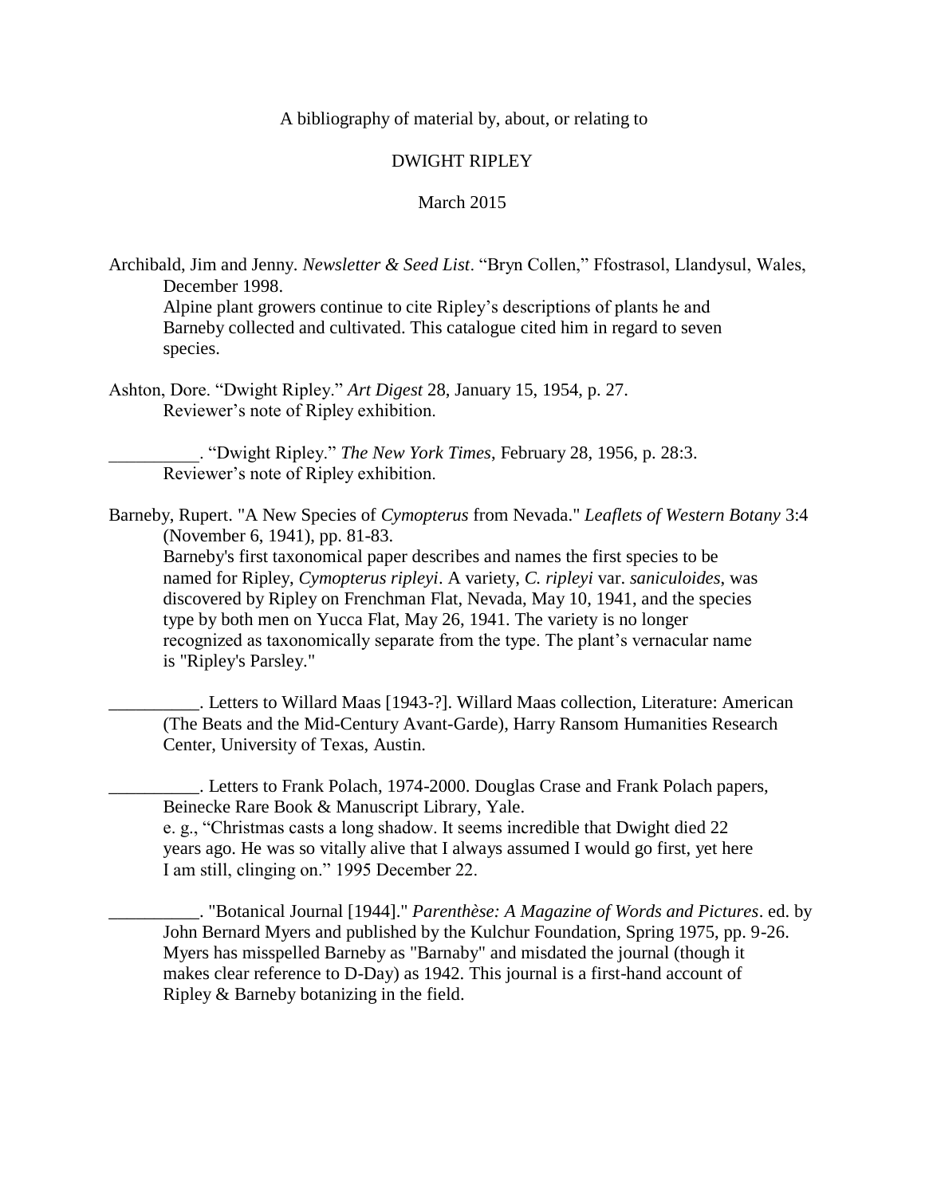A bibliography of material by, about, or relating to

DWIGHT RIPLEY

March 2015

Archibald, Jim and Jenny. *Newsletter & Seed List*. "Bryn Collen," Ffostrasol, Llandysul, Wales, December 1998.
Alpine plant growers continue to cite Ripley's descriptions of plants he and Barneby collected and cultivated. This catalogue cited him in regard to seven species.

Ashton, Dore. "Dwight Ripley." *Art Digest* 28, January 15, 1954, p. 27.
Reviewer's note of Ripley exhibition.

__________. "Dwight Ripley." *The New York Times*, February 28, 1956, p. 28:3.
Reviewer's note of Ripley exhibition.

Barneby, Rupert. "A New Species of *Cymopterus* from Nevada." *Leaflets of Western Botany* 3:4 (November 6, 1941), pp. 81-83.
Barneby's first taxonomical paper describes and names the first species to be named for Ripley, *Cymopterus ripleyi*. A variety, *C. ripleyi* var. *saniculoides*, was discovered by Ripley on Frenchman Flat, Nevada, May 10, 1941, and the species type by both men on Yucca Flat, May 26, 1941. The variety is no longer recognized as taxonomically separate from the type. The plant's vernacular name is "Ripley's Parsley."

__________. Letters to Willard Maas [1943-?]. Willard Maas collection, Literature: American (The Beats and the Mid-Century Avant-Garde), Harry Ransom Humanities Research Center, University of Texas, Austin.

__________. Letters to Frank Polach, 1974-2000. Douglas Crase and Frank Polach papers, Beinecke Rare Book & Manuscript Library, Yale.
e. g., "Christmas casts a long shadow. It seems incredible that Dwight died 22 years ago. He was so vitally alive that I always assumed I would go first, yet here I am still, clinging on." 1995 December 22.

__________. "Botanical Journal [1944]." *Parenthèse: A Magazine of Words and Pictures*. ed. by John Bernard Myers and published by the Kulchur Foundation, Spring 1975, pp. 9-26.
Myers has misspelled Barneby as "Barnaby" and misdated the journal (though it makes clear reference to D-Day) as 1942. This journal is a first-hand account of Ripley & Barneby botanizing in the field.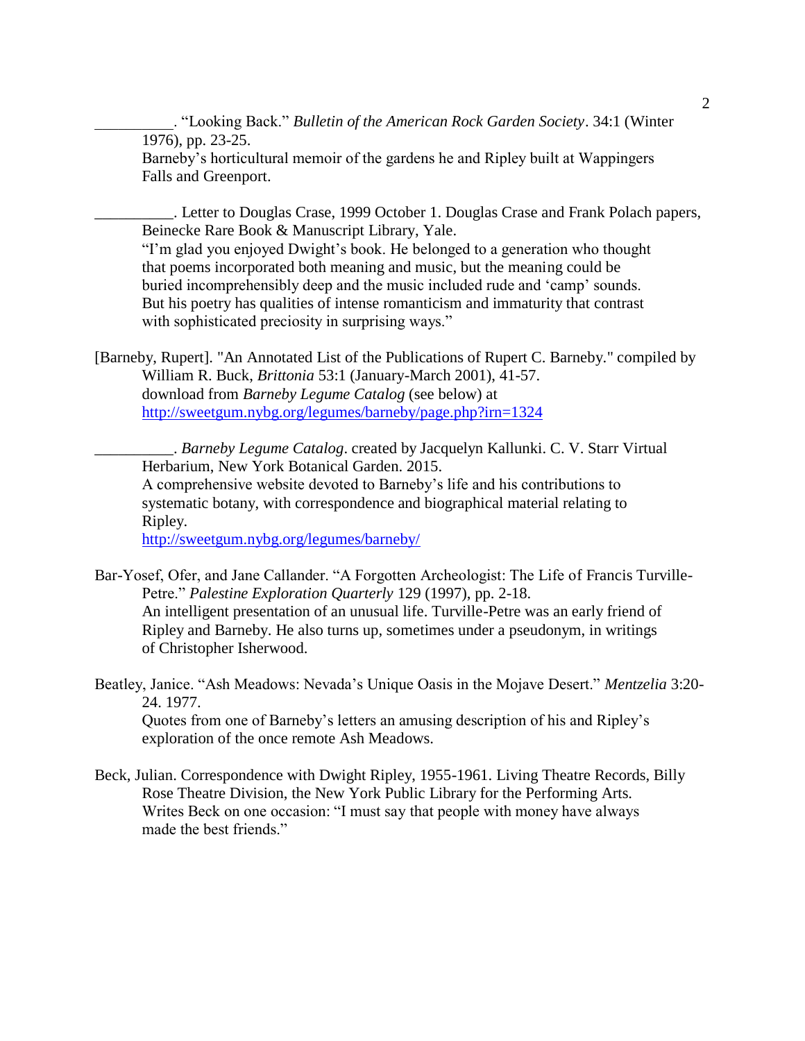__________. "Looking Back." *Bulletin of the American Rock Garden Society*. 34:1 (Winter 1976), pp. 23-25.
Barneby's horticultural memoir of the gardens he and Ripley built at Wappingers Falls and Greenport.

__________. Letter to Douglas Crase, 1999 October 1. Douglas Crase and Frank Polach papers, Beinecke Rare Book & Manuscript Library, Yale.
"I'm glad you enjoyed Dwight's book. He belonged to a generation who thought that poems incorporated both meaning and music, but the meaning could be buried incomprehensibly deep and the music included rude and 'camp' sounds. But his poetry has qualities of intense romanticism and immaturity that contrast with sophisticated preciosity in surprising ways."

[Barneby, Rupert]. "An Annotated List of the Publications of Rupert C. Barneby." compiled by William R. Buck, *Brittonia* 53:1 (January-March 2001), 41-57.
download from *Barneby Legume Catalog* (see below) at
http://sweetgum.nybg.org/legumes/barneby/page.php?irn=1324

__________. *Barneby Legume Catalog*. created by Jacquelyn Kallunki. C. V. Starr Virtual Herbarium, New York Botanical Garden. 2015.
A comprehensive website devoted to Barneby's life and his contributions to systematic botany, with correspondence and biographical material relating to Ripley.
http://sweetgum.nybg.org/legumes/barneby/

Bar-Yosef, Ofer, and Jane Callander. "A Forgotten Archeologist: The Life of Francis Turville-Petre." *Palestine Exploration Quarterly* 129 (1997), pp. 2-18.
An intelligent presentation of an unusual life. Turville-Petre was an early friend of Ripley and Barneby. He also turns up, sometimes under a pseudonym, in writings of Christopher Isherwood.

Beatley, Janice. "Ash Meadows: Nevada's Unique Oasis in the Mojave Desert." *Mentzelia* 3:20-24. 1977.
Quotes from one of Barneby's letters an amusing description of his and Ripley's exploration of the once remote Ash Meadows.

Beck, Julian. Correspondence with Dwight Ripley, 1955-1961. Living Theatre Records, Billy Rose Theatre Division, the New York Public Library for the Performing Arts.
Writes Beck on one occasion: "I must say that people with money have always made the best friends."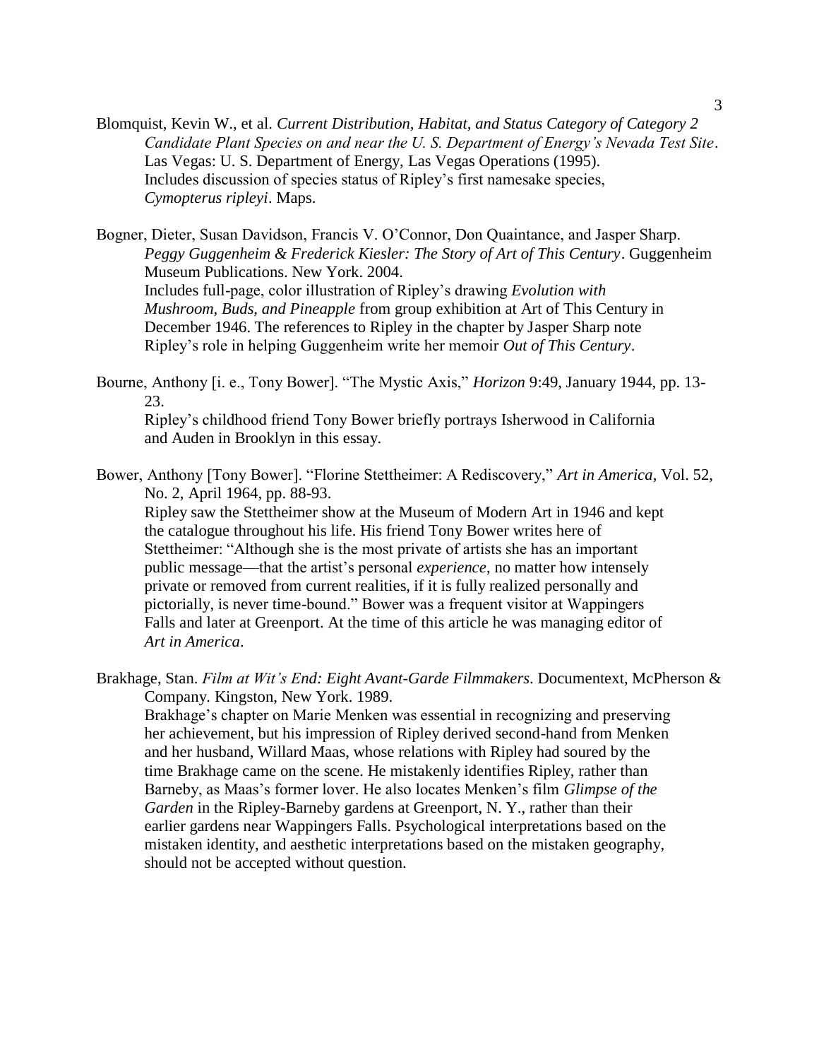Blomquist, Kevin W., et al. *Current Distribution, Habitat, and Status Category of Category 2 Candidate Plant Species on and near the U. S. Department of Energy's Nevada Test Site*. Las Vegas: U. S. Department of Energy, Las Vegas Operations (1995).
Includes discussion of species status of Ripley's first namesake species, *Cymopterus ripleyi*. Maps.

Bogner, Dieter, Susan Davidson, Francis V. O'Connor, Don Quaintance, and Jasper Sharp. *Peggy Guggenheim & Frederick Kiesler: The Story of Art of This Century*. Guggenheim Museum Publications. New York. 2004.
Includes full-page, color illustration of Ripley's drawing *Evolution with Mushroom, Buds, and Pineapple* from group exhibition at Art of This Century in December 1946. The references to Ripley in the chapter by Jasper Sharp note Ripley's role in helping Guggenheim write her memoir *Out of This Century*.

Bourne, Anthony [i. e., Tony Bower]. "The Mystic Axis," *Horizon* 9:49, January 1944, pp. 13-23.
Ripley's childhood friend Tony Bower briefly portrays Isherwood in California and Auden in Brooklyn in this essay.

Bower, Anthony [Tony Bower]. "Florine Stettheimer: A Rediscovery," *Art in America*, Vol. 52, No. 2, April 1964, pp. 88-93.
Ripley saw the Stettheimer show at the Museum of Modern Art in 1946 and kept the catalogue throughout his life. His friend Tony Bower writes here of Stettheimer: "Although she is the most private of artists she has an important public message—that the artist's personal *experience*, no matter how intensely private or removed from current realities, if it is fully realized personally and pictorially, is never time-bound." Bower was a frequent visitor at Wappingers Falls and later at Greenport. At the time of this article he was managing editor of *Art in America*.

Brakhage, Stan. *Film at Wit's End: Eight Avant-Garde Filmmakers*. Documentext, McPherson & Company. Kingston, New York. 1989.
Brakhage's chapter on Marie Menken was essential in recognizing and preserving her achievement, but his impression of Ripley derived second-hand from Menken and her husband, Willard Maas, whose relations with Ripley had soured by the time Brakhage came on the scene. He mistakenly identifies Ripley, rather than Barneby, as Maas's former lover. He also locates Menken's film *Glimpse of the Garden* in the Ripley-Barneby gardens at Greenport, N. Y., rather than their earlier gardens near Wappingers Falls. Psychological interpretations based on the mistaken identity, and aesthetic interpretations based on the mistaken geography, should not be accepted without question.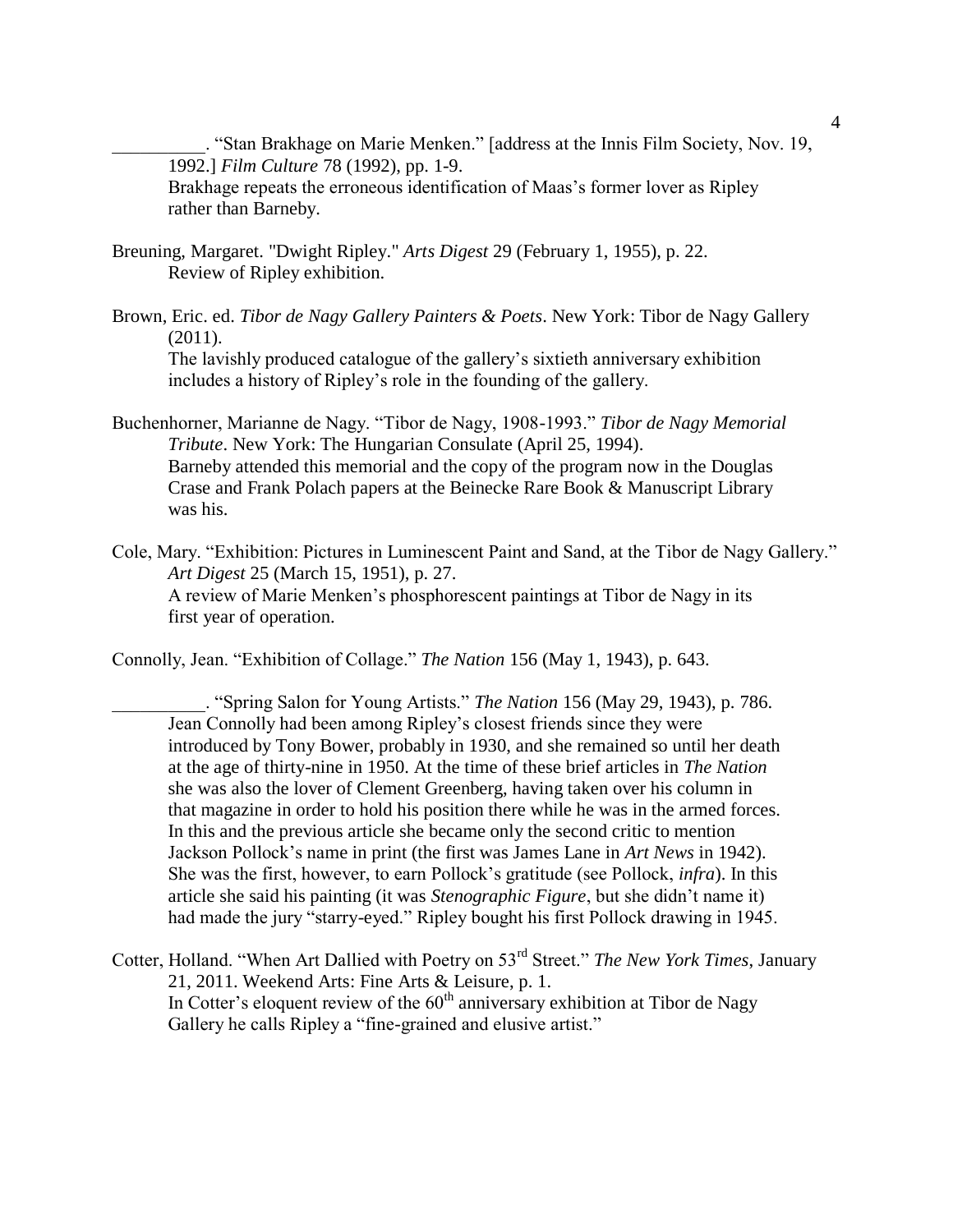__________. "Stan Brakhage on Marie Menken." [address at the Innis Film Society, Nov. 19, 1992.] *Film Culture* 78 (1992), pp. 1-9.
Brakhage repeats the erroneous identification of Maas's former lover as Ripley rather than Barneby.

Breuning, Margaret. "Dwight Ripley." *Arts Digest* 29 (February 1, 1955), p. 22.
Review of Ripley exhibition.

Brown, Eric. ed. *Tibor de Nagy Gallery Painters & Poets*. New York: Tibor de Nagy Gallery (2011).
The lavishly produced catalogue of the gallery's sixtieth anniversary exhibition includes a history of Ripley's role in the founding of the gallery.

Buchenhorner, Marianne de Nagy. "Tibor de Nagy, 1908-1993." *Tibor de Nagy Memorial Tribute*. New York: The Hungarian Consulate (April 25, 1994).
Barneby attended this memorial and the copy of the program now in the Douglas Crase and Frank Polach papers at the Beinecke Rare Book & Manuscript Library was his.

Cole, Mary. "Exhibition: Pictures in Luminescent Paint and Sand, at the Tibor de Nagy Gallery." *Art Digest* 25 (March 15, 1951), p. 27.
A review of Marie Menken's phosphorescent paintings at Tibor de Nagy in its first year of operation.

Connolly, Jean. "Exhibition of Collage." *The Nation* 156 (May 1, 1943), p. 643.

__________. "Spring Salon for Young Artists." *The Nation* 156 (May 29, 1943), p. 786.
Jean Connolly had been among Ripley's closest friends since they were introduced by Tony Bower, probably in 1930, and she remained so until her death at the age of thirty-nine in 1950. At the time of these brief articles in *The Nation* she was also the lover of Clement Greenberg, having taken over his column in that magazine in order to hold his position there while he was in the armed forces. In this and the previous article she became only the second critic to mention Jackson Pollock's name in print (the first was James Lane in *Art News* in 1942). She was the first, however, to earn Pollock's gratitude (see Pollock, *infra*). In this article she said his painting (it was *Stenographic Figure*, but she didn't name it) had made the jury "starry-eyed." Ripley bought his first Pollock drawing in 1945.

Cotter, Holland. "When Art Dallied with Poetry on 53rd Street." *The New York Times*, January 21, 2011. Weekend Arts: Fine Arts & Leisure, p. 1.
In Cotter's eloquent review of the 60th anniversary exhibition at Tibor de Nagy Gallery he calls Ripley a "fine-grained and elusive artist."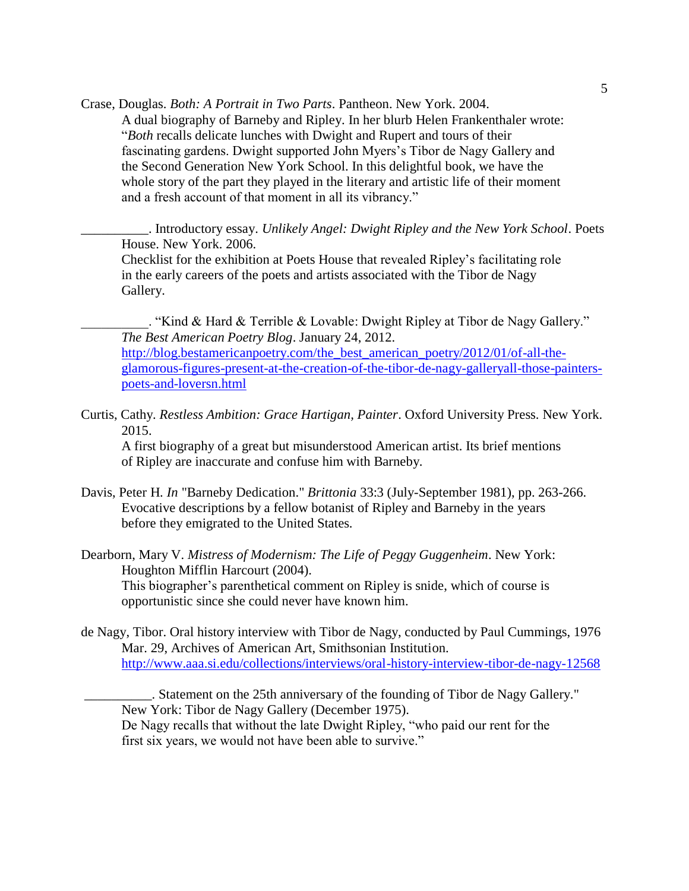Crase, Douglas. *Both: A Portrait in Two Parts*. Pantheon. New York. 2004.

A dual biography of Barneby and Ripley. In her blurb Helen Frankenthaler wrote: "*Both* recalls delicate lunches with Dwight and Rupert and tours of their fascinating gardens. Dwight supported John Myers's Tibor de Nagy Gallery and the Second Generation New York School. In this delightful book, we have the whole story of the part they played in the literary and artistic life of their moment and a fresh account of that moment in all its vibrancy."

__________. Introductory essay. *Unlikely Angel: Dwight Ripley and the New York School*. Poets House. New York. 2006.

Checklist for the exhibition at Poets House that revealed Ripley's facilitating role in the early careers of the poets and artists associated with the Tibor de Nagy Gallery.

__________. "Kind & Hard & Terrible & Lovable: Dwight Ripley at Tibor de Nagy Gallery." *The Best American Poetry Blog*. January 24, 2012. http://blog.bestamericanpoetry.com/the_best_american_poetry/2012/01/of-all-the-glamorous-figures-present-at-the-creation-of-the-tibor-de-nagy-galleryall-those-painters-poets-and-loversn.html

Curtis, Cathy. *Restless Ambition: Grace Hartigan, Painter*. Oxford University Press. New York. 2015.

A first biography of a great but misunderstood American artist. Its brief mentions of Ripley are inaccurate and confuse him with Barneby.

Davis, Peter H. *In* "Barneby Dedication." *Brittonia* 33:3 (July-September 1981), pp. 263-266.

Evocative descriptions by a fellow botanist of Ripley and Barneby in the years before they emigrated to the United States.

Dearborn, Mary V. *Mistress of Modernism: The Life of Peggy Guggenheim*. New York: Houghton Mifflin Harcourt (2004).

This biographer's parenthetical comment on Ripley is snide, which of course is opportunistic since she could never have known him.

de Nagy, Tibor. Oral history interview with Tibor de Nagy, conducted by Paul Cummings, 1976 Mar. 29, Archives of American Art, Smithsonian Institution. http://www.aaa.si.edu/collections/interviews/oral-history-interview-tibor-de-nagy-12568

__________. Statement on the 25th anniversary of the founding of Tibor de Nagy Gallery." New York: Tibor de Nagy Gallery (December 1975).

De Nagy recalls that without the late Dwight Ripley, "who paid our rent for the first six years, we would not have been able to survive."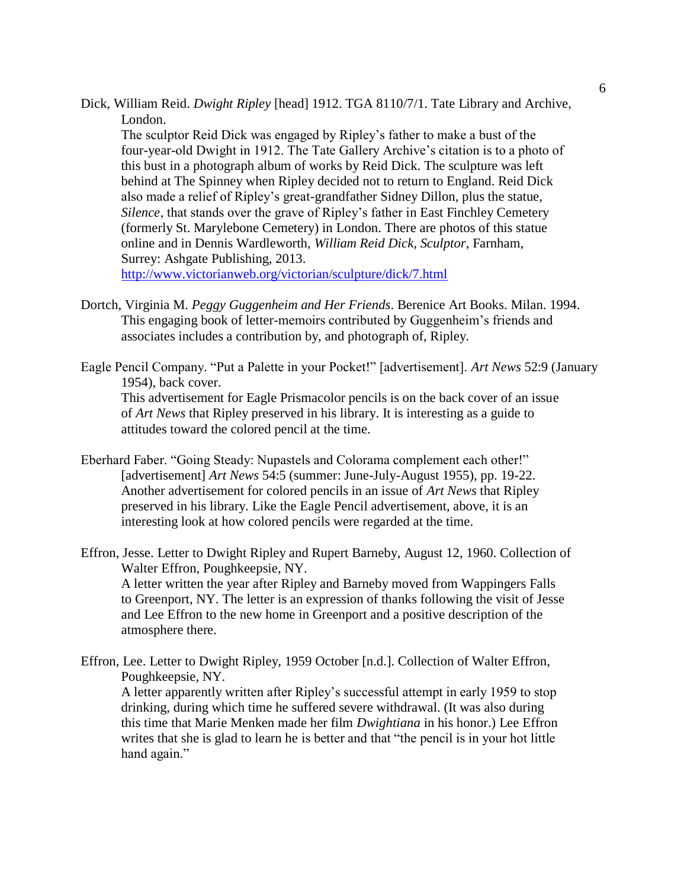Dick, William Reid. *Dwight Ripley* [head] 1912. TGA 8110/7/1. Tate Library and Archive, London.

The sculptor Reid Dick was engaged by Ripley's father to make a bust of the four-year-old Dwight in 1912. The Tate Gallery Archive's citation is to a photo of this bust in a photograph album of works by Reid Dick. The sculpture was left behind at The Spinney when Ripley decided not to return to England. Reid Dick also made a relief of Ripley's great-grandfather Sidney Dillon, plus the statue, *Silence*, that stands over the grave of Ripley's father in East Finchley Cemetery (formerly St. Marylebone Cemetery) in London. There are photos of this statue online and in Dennis Wardleworth, *William Reid Dick, Sculptor*, Farnham, Surrey: Ashgate Publishing, 2013.
http://www.victorianweb.org/victorian/sculpture/dick/7.html

Dortch, Virginia M. *Peggy Guggenheim and Her Friends*. Berenice Art Books. Milan. 1994.

This engaging book of letter-memoirs contributed by Guggenheim's friends and associates includes a contribution by, and photograph of, Ripley.

Eagle Pencil Company. "Put a Palette in your Pocket!" [advertisement]. *Art News* 52:9 (January 1954), back cover.

This advertisement for Eagle Prismacolor pencils is on the back cover of an issue of *Art News* that Ripley preserved in his library. It is interesting as a guide to attitudes toward the colored pencil at the time.

Eberhard Faber. "Going Steady: Nupastels and Colorama complement each other!" [advertisement] *Art News* 54:5 (summer: June-July-August 1955), pp. 19-22.

Another advertisement for colored pencils in an issue of *Art News* that Ripley preserved in his library. Like the Eagle Pencil advertisement, above, it is an interesting look at how colored pencils were regarded at the time.

Effron, Jesse. Letter to Dwight Ripley and Rupert Barneby, August 12, 1960. Collection of Walter Effron, Poughkeepsie, NY.

A letter written the year after Ripley and Barneby moved from Wappingers Falls to Greenport, NY. The letter is an expression of thanks following the visit of Jesse and Lee Effron to the new home in Greenport and a positive description of the atmosphere there.

Effron, Lee. Letter to Dwight Ripley, 1959 October [n.d.]. Collection of Walter Effron, Poughkeepsie, NY.

A letter apparently written after Ripley's successful attempt in early 1959 to stop drinking, during which time he suffered severe withdrawal. (It was also during this time that Marie Menken made her film *Dwightiana* in his honor.) Lee Effron writes that she is glad to learn he is better and that "the pencil is in your hot little hand again."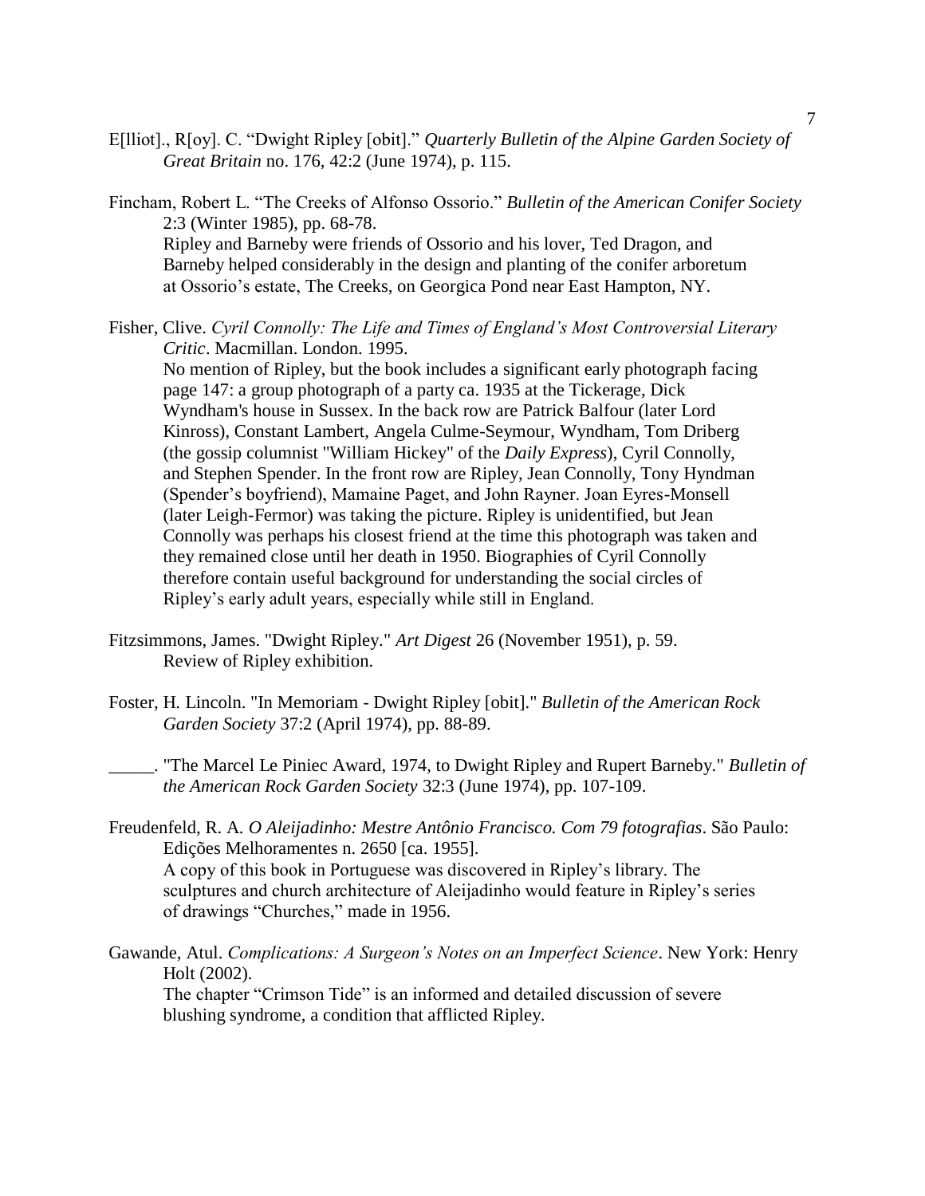E[lliot]., R[oy]. C. "Dwight Ripley [obit]." *Quarterly Bulletin of the Alpine Garden Society of Great Britain* no. 176, 42:2 (June 1974), p. 115.

Fincham, Robert L. "The Creeks of Alfonso Ossorio." *Bulletin of the American Conifer Society* 2:3 (Winter 1985), pp. 68-78.
Ripley and Barneby were friends of Ossorio and his lover, Ted Dragon, and Barneby helped considerably in the design and planting of the conifer arboretum at Ossorio's estate, The Creeks, on Georgica Pond near East Hampton, NY.

Fisher, Clive. *Cyril Connolly: The Life and Times of England's Most Controversial Literary Critic*. Macmillan. London. 1995.
No mention of Ripley, but the book includes a significant early photograph facing page 147: a group photograph of a party ca. 1935 at the Tickerage, Dick Wyndham's house in Sussex. In the back row are Patrick Balfour (later Lord Kinross), Constant Lambert, Angela Culme-Seymour, Wyndham, Tom Driberg (the gossip columnist "William Hickey" of the *Daily Express*), Cyril Connolly, and Stephen Spender. In the front row are Ripley, Jean Connolly, Tony Hyndman (Spender's boyfriend), Mamaine Paget, and John Rayner. Joan Eyres-Monsell (later Leigh-Fermor) was taking the picture. Ripley is unidentified, but Jean Connolly was perhaps his closest friend at the time this photograph was taken and they remained close until her death in 1950. Biographies of Cyril Connolly therefore contain useful background for understanding the social circles of Ripley's early adult years, especially while still in England.

Fitzsimmons, James. "Dwight Ripley." *Art Digest* 26 (November 1951), p. 59.
Review of Ripley exhibition.

Foster, H. Lincoln. "In Memoriam - Dwight Ripley [obit]." *Bulletin of the American Rock Garden Society* 37:2 (April 1974), pp. 88-89.

_____. "The Marcel Le Piniec Award, 1974, to Dwight Ripley and Rupert Barneby." *Bulletin of the American Rock Garden Society* 32:3 (June 1974), pp. 107-109.

Freudenfeld, R. A. *O Aleijadinho: Mestre Antônio Francisco. Com 79 fotografias*. São Paulo: Edições Melhoramentes n. 2650 [ca. 1955].
A copy of this book in Portuguese was discovered in Ripley's library. The sculptures and church architecture of Aleijadinho would feature in Ripley's series of drawings "Churches," made in 1956.

Gawande, Atul. *Complications: A Surgeon's Notes on an Imperfect Science*. New York: Henry Holt (2002).
The chapter "Crimson Tide" is an informed and detailed discussion of severe blushing syndrome, a condition that afflicted Ripley.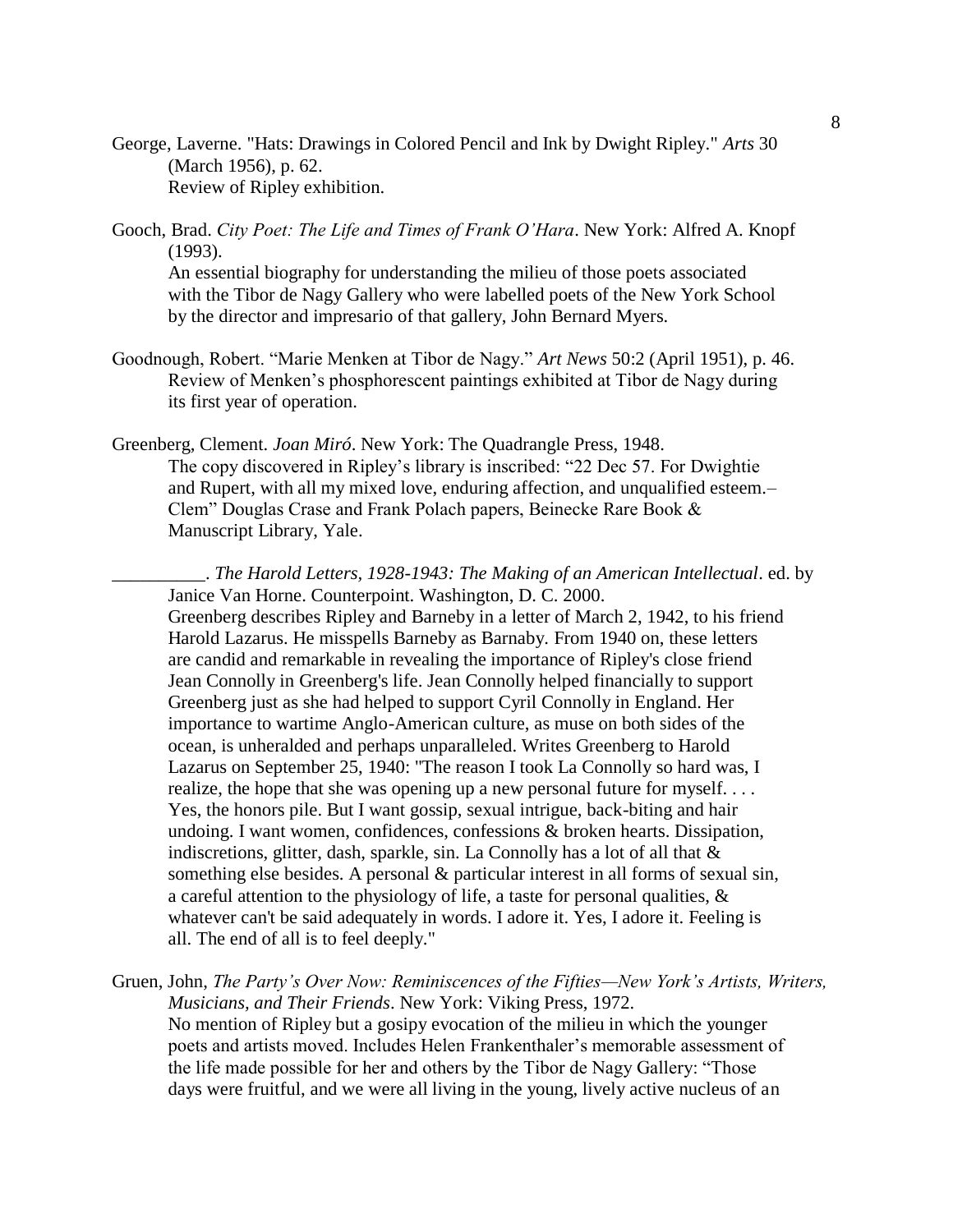George, Laverne. "Hats: Drawings in Colored Pencil and Ink by Dwight Ripley." *Arts* 30 (March 1956), p. 62.
Review of Ripley exhibition.

Gooch, Brad. *City Poet: The Life and Times of Frank O'Hara*. New York: Alfred A. Knopf (1993).
An essential biography for understanding the milieu of those poets associated with the Tibor de Nagy Gallery who were labelled poets of the New York School by the director and impresario of that gallery, John Bernard Myers.

Goodnough, Robert. "Marie Menken at Tibor de Nagy." *Art News* 50:2 (April 1951), p. 46.
Review of Menken's phosphorescent paintings exhibited at Tibor de Nagy during its first year of operation.

Greenberg, Clement. *Joan Miró*. New York: The Quadrangle Press, 1948.
The copy discovered in Ripley's library is inscribed: "22 Dec 57. For Dwightie and Rupert, with all my mixed love, enduring affection, and unqualified esteem.– Clem" Douglas Crase and Frank Polach papers, Beinecke Rare Book & Manuscript Library, Yale.

__________. *The Harold Letters, 1928-1943: The Making of an American Intellectual*. ed. by Janice Van Horne. Counterpoint. Washington, D. C. 2000.
Greenberg describes Ripley and Barneby in a letter of March 2, 1942, to his friend Harold Lazarus. He misspells Barneby as Barnaby. From 1940 on, these letters are candid and remarkable in revealing the importance of Ripley's close friend Jean Connolly in Greenberg's life. Jean Connolly helped financially to support Greenberg just as she had helped to support Cyril Connolly in England. Her importance to wartime Anglo-American culture, as muse on both sides of the ocean, is unheralded and perhaps unparalleled. Writes Greenberg to Harold Lazarus on September 25, 1940: "The reason I took La Connolly so hard was, I realize, the hope that she was opening up a new personal future for myself. . . . Yes, the honors pile. But I want gossip, sexual intrigue, back-biting and hair undoing. I want women, confidences, confessions & broken hearts. Dissipation, indiscretions, glitter, dash, sparkle, sin. La Connolly has a lot of all that & something else besides. A personal & particular interest in all forms of sexual sin, a careful attention to the physiology of life, a taste for personal qualities, & whatever can't be said adequately in words. I adore it. Yes, I adore it. Feeling is all. The end of all is to feel deeply."

Gruen, John, *The Party's Over Now: Reminiscences of the Fifties—New York's Artists, Writers, Musicians, and Their Friends*. New York: Viking Press, 1972.
No mention of Ripley but a gosipy evocation of the milieu in which the younger poets and artists moved. Includes Helen Frankenthaler's memorable assessment of the life made possible for her and others by the Tibor de Nagy Gallery: "Those days were fruitful, and we were all living in the young, lively active nucleus of an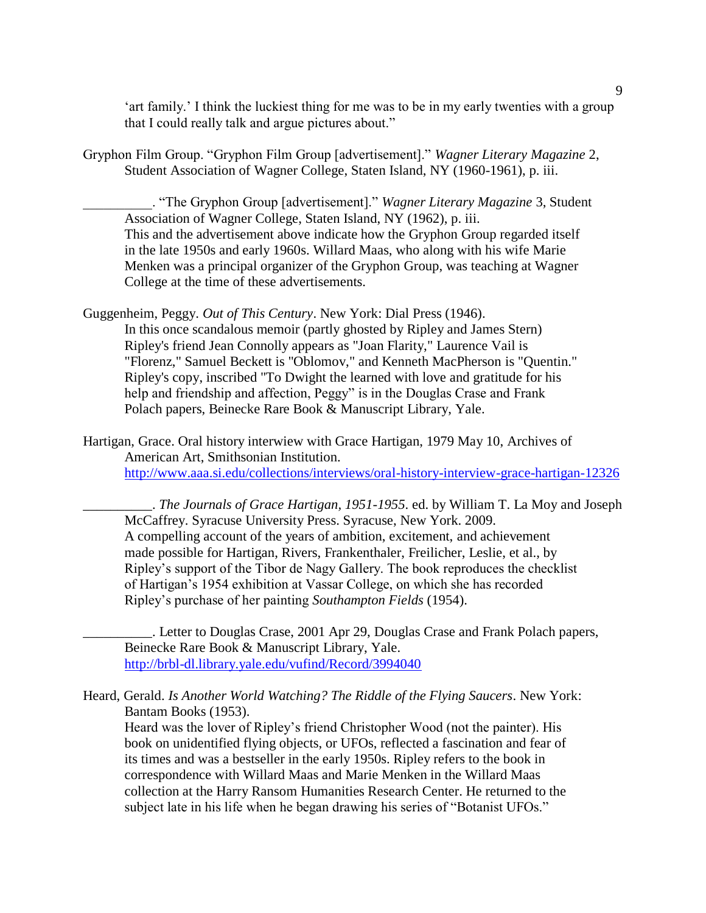'art family.' I think the luckiest thing for me was to be in my early twenties with a group that I could really talk and argue pictures about."

Gryphon Film Group. "Gryphon Film Group [advertisement]." *Wagner Literary Magazine* 2, Student Association of Wagner College, Staten Island, NY (1960-1961), p. iii.

__________. "The Gryphon Group [advertisement]." *Wagner Literary Magazine* 3, Student Association of Wagner College, Staten Island, NY (1962), p. iii.
This and the advertisement above indicate how the Gryphon Group regarded itself in the late 1950s and early 1960s. Willard Maas, who along with his wife Marie Menken was a principal organizer of the Gryphon Group, was teaching at Wagner College at the time of these advertisements.

Guggenheim, Peggy. *Out of This Century*. New York: Dial Press (1946).
In this once scandalous memoir (partly ghosted by Ripley and James Stern) Ripley's friend Jean Connolly appears as "Joan Flarity," Laurence Vail is "Florenz," Samuel Beckett is "Oblomov," and Kenneth MacPherson is "Quentin." Ripley's copy, inscribed "To Dwight the learned with love and gratitude for his help and friendship and affection, Peggy" is in the Douglas Crase and Frank Polach papers, Beinecke Rare Book & Manuscript Library, Yale.

Hartigan, Grace. Oral history interwiew with Grace Hartigan, 1979 May 10, Archives of American Art, Smithsonian Institution.
http://www.aaa.si.edu/collections/interviews/oral-history-interview-grace-hartigan-12326

__________. *The Journals of Grace Hartigan, 1951-1955*. ed. by William T. La Moy and Joseph McCaffrey. Syracuse University Press. Syracuse, New York. 2009.
A compelling account of the years of ambition, excitement, and achievement made possible for Hartigan, Rivers, Frankenthaler, Freilicher, Leslie, et al., by Ripley's support of the Tibor de Nagy Gallery. The book reproduces the checklist of Hartigan's 1954 exhibition at Vassar College, on which she has recorded Ripley's purchase of her painting *Southampton Fields* (1954).

__________. Letter to Douglas Crase, 2001 Apr 29, Douglas Crase and Frank Polach papers, Beinecke Rare Book & Manuscript Library, Yale.
http://brbl-dl.library.yale.edu/vufind/Record/3994040

Heard, Gerald. *Is Another World Watching? The Riddle of the Flying Saucers*. New York: Bantam Books (1953).
Heard was the lover of Ripley's friend Christopher Wood (not the painter). His book on unidentified flying objects, or UFOs, reflected a fascination and fear of its times and was a bestseller in the early 1950s. Ripley refers to the book in correspondence with Willard Maas and Marie Menken in the Willard Maas collection at the Harry Ransom Humanities Research Center. He returned to the subject late in his life when he began drawing his series of "Botanist UFOs."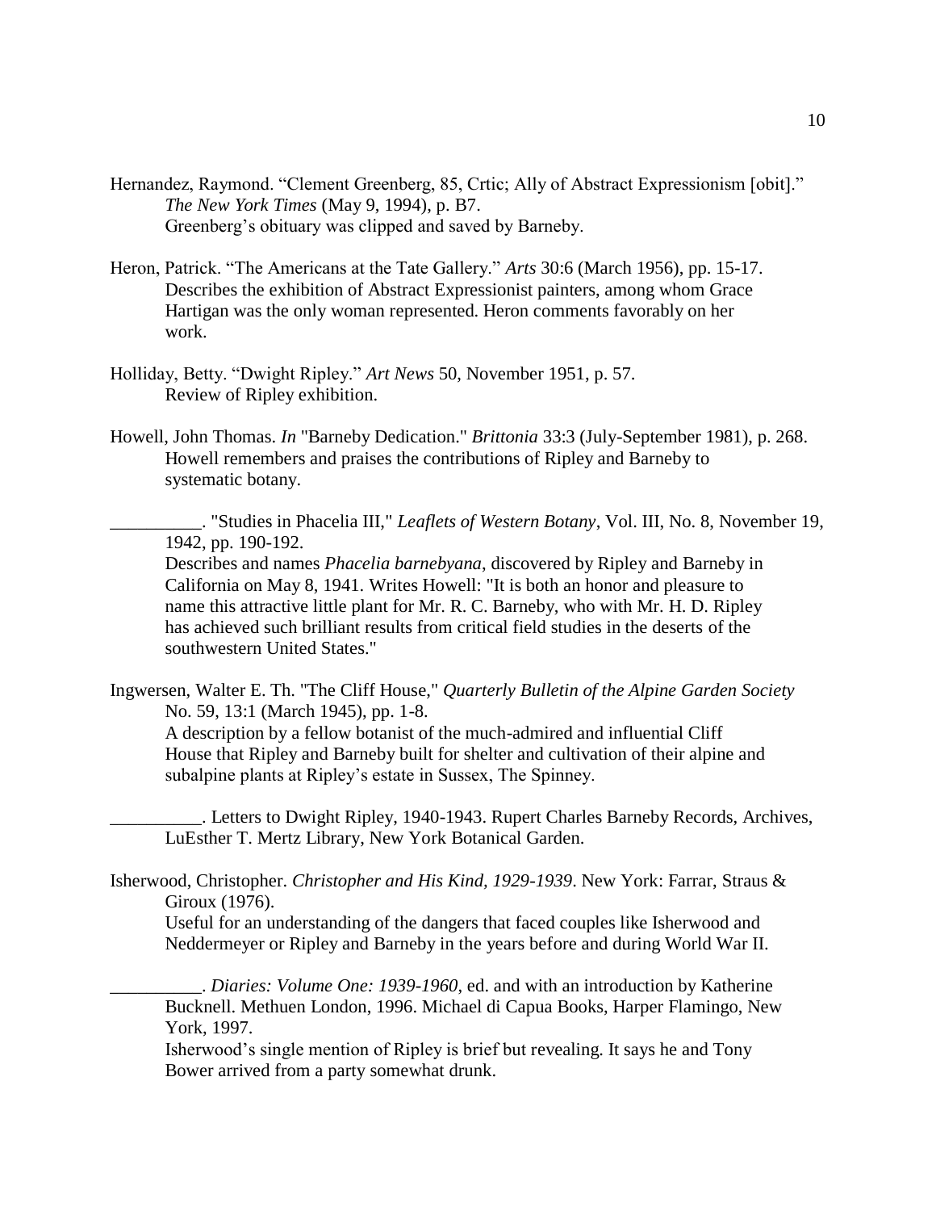Hernandez, Raymond. "Clement Greenberg, 85, Crtic; Ally of Abstract Expressionism [obit]." *The New York Times* (May 9, 1994), p. B7.
    Greenberg's obituary was clipped and saved by Barneby.

Heron, Patrick. "The Americans at the Tate Gallery." *Arts* 30:6 (March 1956), pp. 15-17.
    Describes the exhibition of Abstract Expressionist painters, among whom Grace Hartigan was the only woman represented. Heron comments favorably on her work.

Holliday, Betty. "Dwight Ripley." *Art News* 50, November 1951, p. 57.
    Review of Ripley exhibition.

Howell, John Thomas. *In* "Barneby Dedication." *Brittonia* 33:3 (July-September 1981), p. 268.
    Howell remembers and praises the contributions of Ripley and Barneby to systematic botany.

__________. "Studies in Phacelia III," *Leaflets of Western Botany*, Vol. III, No. 8, November 19, 1942, pp. 190-192.
    Describes and names *Phacelia barnebyana*, discovered by Ripley and Barneby in California on May 8, 1941. Writes Howell: "It is both an honor and pleasure to name this attractive little plant for Mr. R. C. Barneby, who with Mr. H. D. Ripley has achieved such brilliant results from critical field studies in the deserts of the southwestern United States."

Ingwersen, Walter E. Th. "The Cliff House," *Quarterly Bulletin of the Alpine Garden Society* No. 59, 13:1 (March 1945), pp. 1-8.
    A description by a fellow botanist of the much-admired and influential Cliff House that Ripley and Barneby built for shelter and cultivation of their alpine and subalpine plants at Ripley's estate in Sussex, The Spinney.

__________. Letters to Dwight Ripley, 1940-1943. Rupert Charles Barneby Records, Archives, LuEsther T. Mertz Library, New York Botanical Garden.

Isherwood, Christopher. *Christopher and His Kind, 1929-1939*. New York: Farrar, Straus & Giroux (1976).
    Useful for an understanding of the dangers that faced couples like Isherwood and Neddermeyer or Ripley and Barneby in the years before and during World War II.

__________. *Diaries: Volume One: 1939-1960*, ed. and with an introduction by Katherine Bucknell. Methuen London, 1996. Michael di Capua Books, Harper Flamingo, New York, 1997.
    Isherwood's single mention of Ripley is brief but revealing. It says he and Tony Bower arrived from a party somewhat drunk.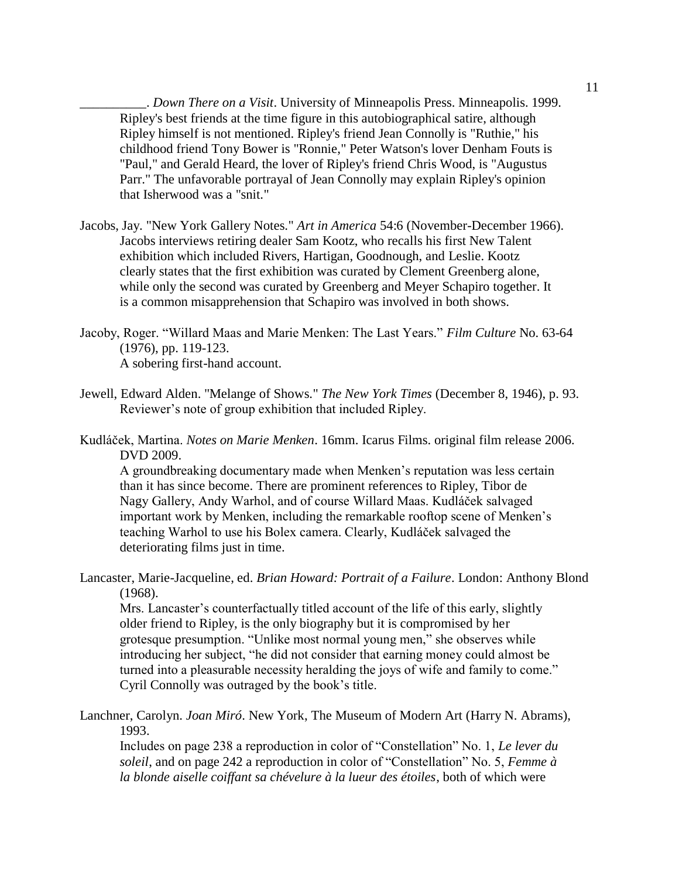__________. *Down There on a Visit*. University of Minneapolis Press. Minneapolis. 1999.
Ripley's best friends at the time figure in this autobiographical satire, although Ripley himself is not mentioned. Ripley's friend Jean Connolly is "Ruthie," his childhood friend Tony Bower is "Ronnie," Peter Watson's lover Denham Fouts is "Paul," and Gerald Heard, the lover of Ripley's friend Chris Wood, is "Augustus Parr." The unfavorable portrayal of Jean Connolly may explain Ripley's opinion that Isherwood was a "snit."

Jacobs, Jay. "New York Gallery Notes." *Art in America* 54:6 (November-December 1966).
Jacobs interviews retiring dealer Sam Kootz, who recalls his first New Talent exhibition which included Rivers, Hartigan, Goodnough, and Leslie. Kootz clearly states that the first exhibition was curated by Clement Greenberg alone, while only the second was curated by Greenberg and Meyer Schapiro together. It is a common misapprehension that Schapiro was involved in both shows.

Jacoby, Roger. "Willard Maas and Marie Menken: The Last Years." *Film Culture* No. 63-64 (1976), pp. 119-123.
A sobering first-hand account.

Jewell, Edward Alden. "Melange of Shows." *The New York Times* (December 8, 1946), p. 93.
Reviewer's note of group exhibition that included Ripley.

Kudláček, Martina. *Notes on Marie Menken*. 16mm. Icarus Films. original film release 2006. DVD 2009.
A groundbreaking documentary made when Menken's reputation was less certain than it has since become. There are prominent references to Ripley, Tibor de Nagy Gallery, Andy Warhol, and of course Willard Maas. Kudláček salvaged important work by Menken, including the remarkable rooftop scene of Menken's teaching Warhol to use his Bolex camera. Clearly, Kudláček salvaged the deteriorating films just in time.

Lancaster, Marie-Jacqueline, ed. *Brian Howard: Portrait of a Failure*. London: Anthony Blond (1968).
Mrs. Lancaster's counterfactually titled account of the life of this early, slightly older friend to Ripley, is the only biography but it is compromised by her grotesque presumption. "Unlike most normal young men," she observes while introducing her subject, "he did not consider that earning money could almost be turned into a pleasurable necessity heralding the joys of wife and family to come." Cyril Connolly was outraged by the book's title.

Lanchner, Carolyn. *Joan Miró*. New York, The Museum of Modern Art (Harry N. Abrams), 1993.
Includes on page 238 a reproduction in color of "Constellation" No. 1, *Le lever du soleil*, and on page 242 a reproduction in color of "Constellation" No. 5, *Femme à la blonde aiselle coiffant sa chévelure à la lueur des étoiles*, both of which were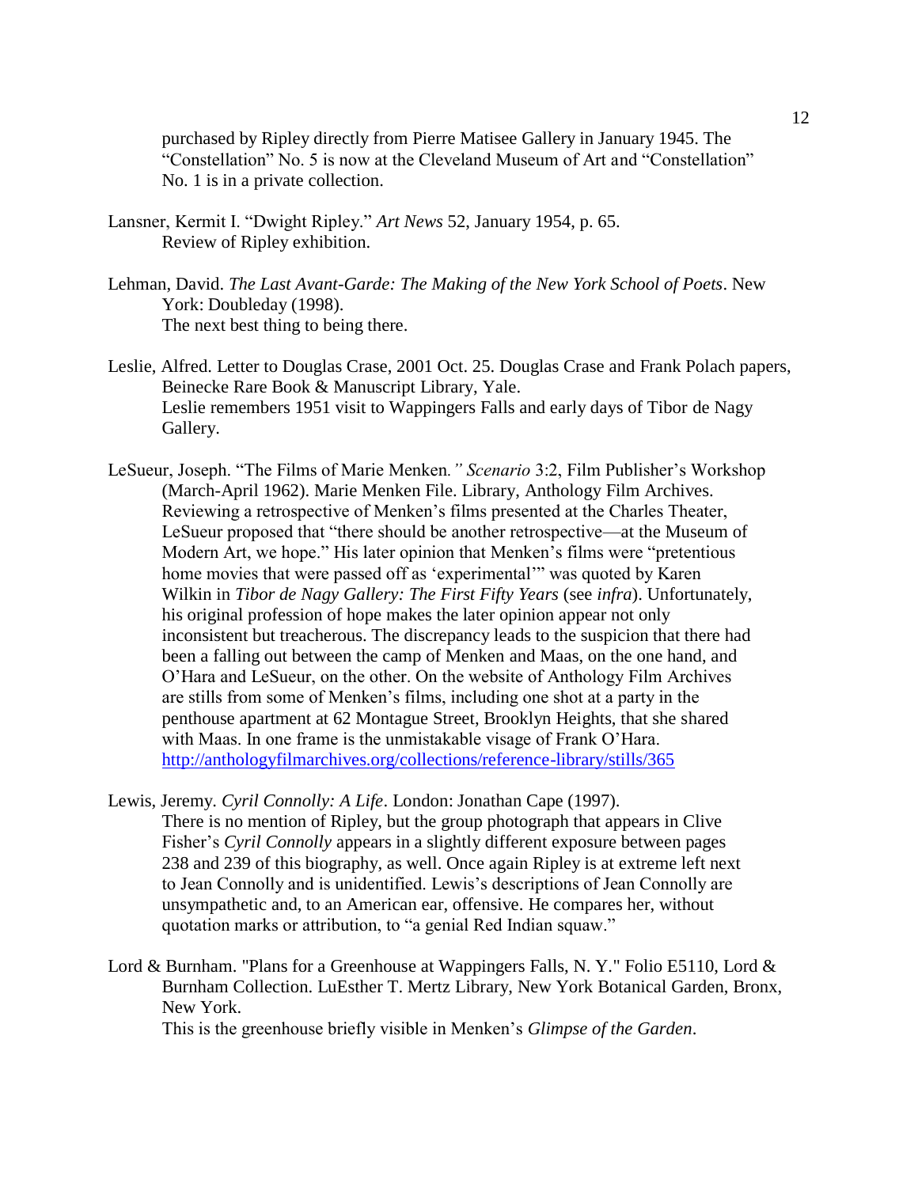purchased by Ripley directly from Pierre Matisee Gallery in January 1945. The "Constellation" No. 5 is now at the Cleveland Museum of Art and "Constellation" No. 1 is in a private collection.

Lansner, Kermit I. "Dwight Ripley." *Art News* 52, January 1954, p. 65.
Review of Ripley exhibition.

Lehman, David. *The Last Avant-Garde: The Making of the New York School of Poets*. New York: Doubleday (1998).
The next best thing to being there.

Leslie, Alfred. Letter to Douglas Crase, 2001 Oct. 25. Douglas Crase and Frank Polach papers, Beinecke Rare Book & Manuscript Library, Yale.
Leslie remembers 1951 visit to Wappingers Falls and early days of Tibor de Nagy Gallery.

LeSueur, Joseph. "The Films of Marie Menken*."* *Scenario* 3:2, Film Publisher's Workshop (March-April 1962). Marie Menken File. Library, Anthology Film Archives.
Reviewing a retrospective of Menken's films presented at the Charles Theater, LeSueur proposed that "there should be another retrospective—at the Museum of Modern Art, we hope." His later opinion that Menken's films were "pretentious home movies that were passed off as 'experimental'" was quoted by Karen Wilkin in *Tibor de Nagy Gallery: The First Fifty Years* (see *infra*). Unfortunately, his original profession of hope makes the later opinion appear not only inconsistent but treacherous. The discrepancy leads to the suspicion that there had been a falling out between the camp of Menken and Maas, on the one hand, and O'Hara and LeSueur, on the other. On the website of Anthology Film Archives are stills from some of Menken's films, including one shot at a party in the penthouse apartment at 62 Montague Street, Brooklyn Heights, that she shared with Maas. In one frame is the unmistakable visage of Frank O'Hara.
http://anthologyfilmarchives.org/collections/reference-library/stills/365

Lewis, Jeremy. *Cyril Connolly: A Life*. London: Jonathan Cape (1997).
There is no mention of Ripley, but the group photograph that appears in Clive Fisher's *Cyril Connolly* appears in a slightly different exposure between pages 238 and 239 of this biography, as well. Once again Ripley is at extreme left next to Jean Connolly and is unidentified. Lewis's descriptions of Jean Connolly are unsympathetic and, to an American ear, offensive. He compares her, without quotation marks or attribution, to "a genial Red Indian squaw."

Lord & Burnham. "Plans for a Greenhouse at Wappingers Falls, N. Y." Folio E5110, Lord & Burnham Collection. LuEsther T. Mertz Library, New York Botanical Garden, Bronx, New York.
This is the greenhouse briefly visible in Menken's *Glimpse of the Garden*.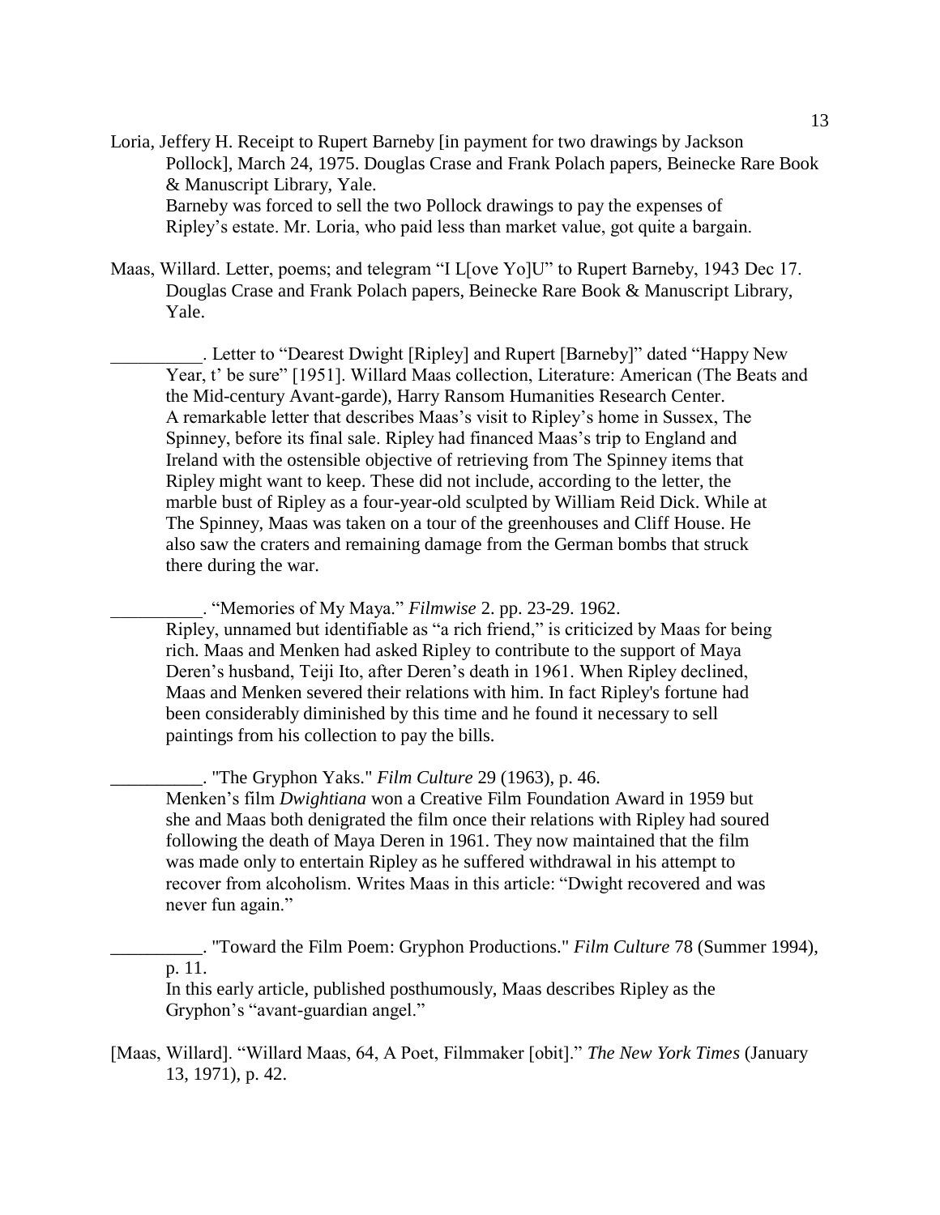Loria, Jeffery H. Receipt to Rupert Barneby [in payment for two drawings by Jackson Pollock], March 24, 1975. Douglas Crase and Frank Polach papers, Beinecke Rare Book & Manuscript Library, Yale.
Barneby was forced to sell the two Pollock drawings to pay the expenses of Ripley's estate. Mr. Loria, who paid less than market value, got quite a bargain.

Maas, Willard. Letter, poems; and telegram "I L[ove Yo]U" to Rupert Barneby, 1943 Dec 17. Douglas Crase and Frank Polach papers, Beinecke Rare Book & Manuscript Library, Yale.

__________. Letter to "Dearest Dwight [Ripley] and Rupert [Barneby]" dated "Happy New Year, t' be sure" [1951]. Willard Maas collection, Literature: American (The Beats and the Mid-century Avant-garde), Harry Ransom Humanities Research Center.
A remarkable letter that describes Maas's visit to Ripley's home in Sussex, The Spinney, before its final sale. Ripley had financed Maas's trip to England and Ireland with the ostensible objective of retrieving from The Spinney items that Ripley might want to keep. These did not include, according to the letter, the marble bust of Ripley as a four-year-old sculpted by William Reid Dick. While at The Spinney, Maas was taken on a tour of the greenhouses and Cliff House. He also saw the craters and remaining damage from the German bombs that struck there during the war.

__________. "Memories of My Maya." *Filmwise* 2. pp. 23-29. 1962.
Ripley, unnamed but identifiable as "a rich friend," is criticized by Maas for being rich. Maas and Menken had asked Ripley to contribute to the support of Maya Deren's husband, Teiji Ito, after Deren's death in 1961. When Ripley declined, Maas and Menken severed their relations with him. In fact Ripley's fortune had been considerably diminished by this time and he found it necessary to sell paintings from his collection to pay the bills.

__________. "The Gryphon Yaks." *Film Culture* 29 (1963), p. 46.
Menken's film *Dwightiana* won a Creative Film Foundation Award in 1959 but she and Maas both denigrated the film once their relations with Ripley had soured following the death of Maya Deren in 1961. They now maintained that the film was made only to entertain Ripley as he suffered withdrawal in his attempt to recover from alcoholism. Writes Maas in this article: "Dwight recovered and was never fun again."

__________. "Toward the Film Poem: Gryphon Productions." *Film Culture* 78 (Summer 1994), p. 11.
In this early article, published posthumously, Maas describes Ripley as the Gryphon's "avant-guardian angel."

[Maas, Willard]. "Willard Maas, 64, A Poet, Filmmaker [obit]." *The New York Times* (January 13, 1971), p. 42.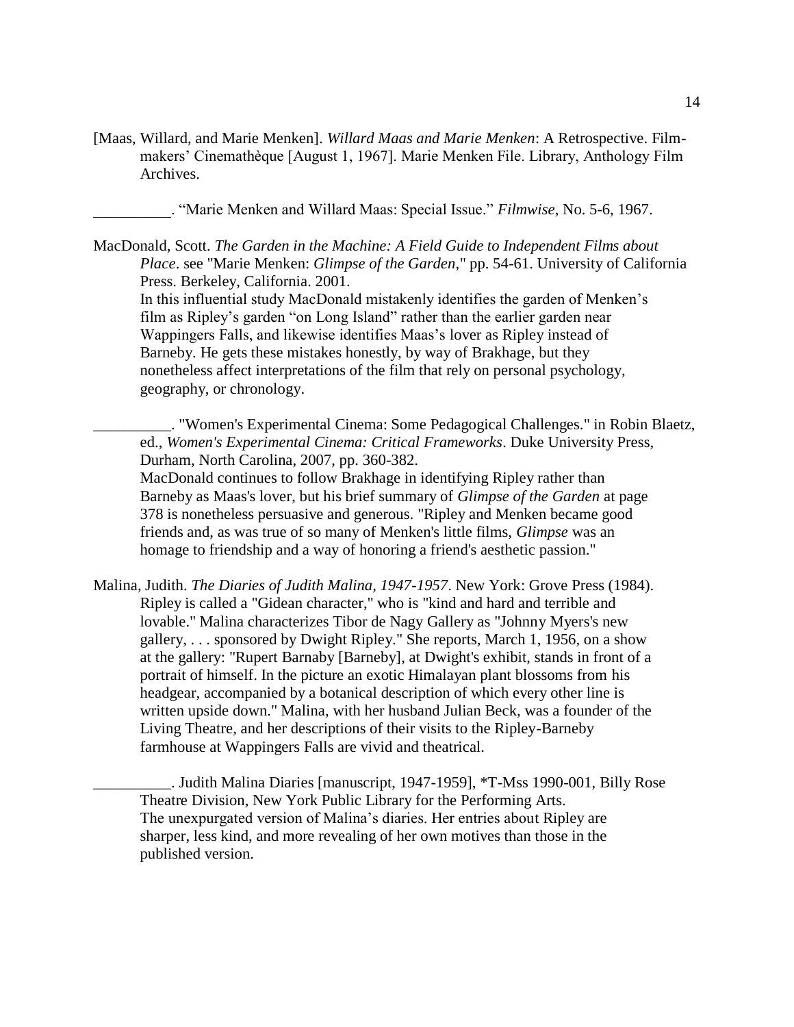[Maas, Willard, and Marie Menken]. *Willard Maas and Marie Menken*: A Retrospective. Film-makers' Cinemathèque [August 1, 1967]. Marie Menken File. Library, Anthology Film Archives.

__________. "Marie Menken and Willard Maas: Special Issue." *Filmwise*, No. 5-6, 1967.

MacDonald, Scott. *The Garden in the Machine: A Field Guide to Independent Films about Place*. see "Marie Menken: *Glimpse of the Garden*," pp. 54-61. University of California Press. Berkeley, California. 2001.
In this influential study MacDonald mistakenly identifies the garden of Menken's film as Ripley's garden "on Long Island" rather than the earlier garden near Wappingers Falls, and likewise identifies Maas's lover as Ripley instead of Barneby. He gets these mistakes honestly, by way of Brakhage, but they nonetheless affect interpretations of the film that rely on personal psychology, geography, or chronology.

__________. "Women's Experimental Cinema: Some Pedagogical Challenges." in Robin Blaetz, ed., *Women's Experimental Cinema: Critical Frameworks*. Duke University Press, Durham, North Carolina, 2007, pp. 360-382.
MacDonald continues to follow Brakhage in identifying Ripley rather than Barneby as Maas's lover, but his brief summary of *Glimpse of the Garden* at page 378 is nonetheless persuasive and generous. "Ripley and Menken became good friends and, as was true of so many of Menken's little films, *Glimpse* was an homage to friendship and a way of honoring a friend's aesthetic passion."

Malina, Judith. *The Diaries of Judith Malina, 1947-1957*. New York: Grove Press (1984).
Ripley is called a "Gidean character," who is "kind and hard and terrible and lovable." Malina characterizes Tibor de Nagy Gallery as "Johnny Myers's new gallery, . . . sponsored by Dwight Ripley." She reports, March 1, 1956, on a show at the gallery: "Rupert Barnaby [Barneby], at Dwight's exhibit, stands in front of a portrait of himself. In the picture an exotic Himalayan plant blossoms from his headgear, accompanied by a botanical description of which every other line is written upside down." Malina, with her husband Julian Beck, was a founder of the Living Theatre, and her descriptions of their visits to the Ripley-Barneby farmhouse at Wappingers Falls are vivid and theatrical.

__________. Judith Malina Diaries [manuscript, 1947-1959], *T-Mss 1990-001, Billy Rose Theatre Division, New York Public Library for the Performing Arts.
The unexpurgated version of Malina's diaries. Her entries about Ripley are sharper, less kind, and more revealing of her own motives than those in the published version.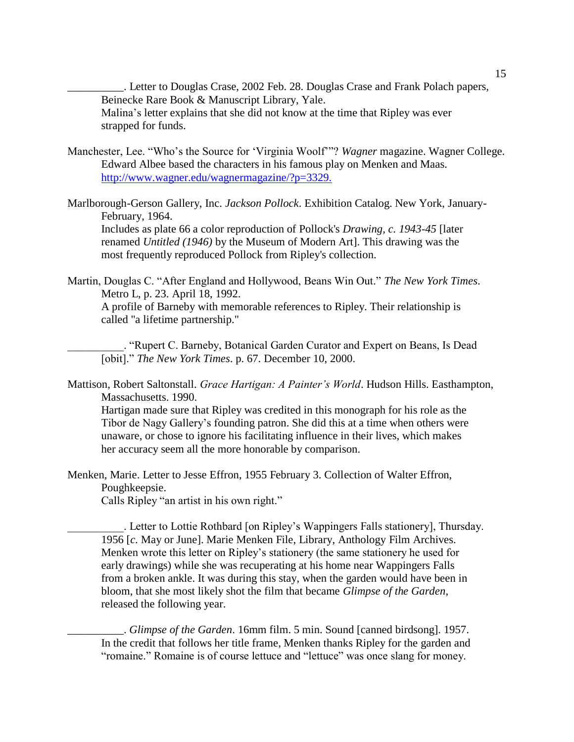__________. Letter to Douglas Crase, 2002 Feb. 28. Douglas Crase and Frank Polach papers, Beinecke Rare Book & Manuscript Library, Yale.
Malina's letter explains that she did not know at the time that Ripley was ever strapped for funds.

Manchester, Lee. "Who's the Source for 'Virginia Woolf'"? *Wagner* magazine. Wagner College.
Edward Albee based the characters in his famous play on Menken and Maas.
http://www.wagner.edu/wagnermagazine/?p=3329.

Marlborough-Gerson Gallery, Inc. *Jackson Pollock*. Exhibition Catalog. New York, January-February, 1964.
Includes as plate 66 a color reproduction of Pollock's *Drawing, c. 1943-45* [later renamed *Untitled (1946)* by the Museum of Modern Art]. This drawing was the most frequently reproduced Pollock from Ripley's collection.

Martin, Douglas C. "After England and Hollywood, Beans Win Out." *The New York Times*. Metro L, p. 23. April 18, 1992.
A profile of Barneby with memorable references to Ripley. Their relationship is called "a lifetime partnership."

__________. "Rupert C. Barneby, Botanical Garden Curator and Expert on Beans, Is Dead [obit]." *The New York Times*. p. 67. December 10, 2000.

Mattison, Robert Saltonstall. *Grace Hartigan: A Painter's World*. Hudson Hills. Easthampton, Massachusetts. 1990.
Hartigan made sure that Ripley was credited in this monograph for his role as the Tibor de Nagy Gallery's founding patron. She did this at a time when others were unaware, or chose to ignore his facilitating influence in their lives, which makes her accuracy seem all the more honorable by comparison.

Menken, Marie. Letter to Jesse Effron, 1955 February 3. Collection of Walter Effron, Poughkeepsie.
Calls Ripley "an artist in his own right."

__________. Letter to Lottie Rothbard [on Ripley's Wappingers Falls stationery], Thursday. 1956 [*c.* May or June]. Marie Menken File, Library, Anthology Film Archives.
Menken wrote this letter on Ripley's stationery (the same stationery he used for early drawings) while she was recuperating at his home near Wappingers Falls from a broken ankle. It was during this stay, when the garden would have been in bloom, that she most likely shot the film that became *Glimpse of the Garden*, released the following year.

__________. *Glimpse of the Garden*. 16mm film. 5 min. Sound [canned birdsong]. 1957.
In the credit that follows her title frame, Menken thanks Ripley for the garden and "romaine." Romaine is of course lettuce and "lettuce" was once slang for money.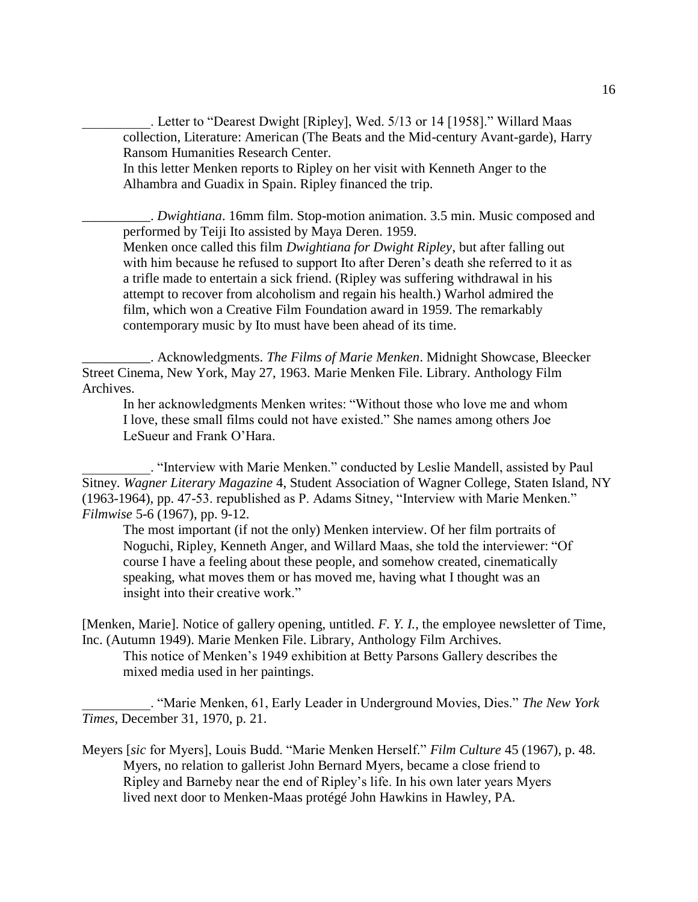__________. Letter to "Dearest Dwight [Ripley], Wed. 5/13 or 14 [1958]." Willard Maas collection, Literature: American (The Beats and the Mid-century Avant-garde), Harry Ransom Humanities Research Center.

In this letter Menken reports to Ripley on her visit with Kenneth Anger to the Alhambra and Guadix in Spain. Ripley financed the trip.

__________. *Dwightiana*. 16mm film. Stop-motion animation. 3.5 min. Music composed and performed by Teiji Ito assisted by Maya Deren. 1959.

Menken once called this film *Dwightiana for Dwight Ripley*, but after falling out with him because he refused to support Ito after Deren's death she referred to it as a trifle made to entertain a sick friend. (Ripley was suffering withdrawal in his attempt to recover from alcoholism and regain his health.) Warhol admired the film, which won a Creative Film Foundation award in 1959. The remarkably contemporary music by Ito must have been ahead of its time.

__________. Acknowledgments. *The Films of Marie Menken*. Midnight Showcase, Bleecker Street Cinema, New York, May 27, 1963. Marie Menken File. Library. Anthology Film Archives.

In her acknowledgments Menken writes: "Without those who love me and whom I love, these small films could not have existed." She names among others Joe LeSueur and Frank O'Hara.

__________. "Interview with Marie Menken." conducted by Leslie Mandell, assisted by Paul Sitney. *Wagner Literary Magazine* 4, Student Association of Wagner College, Staten Island, NY (1963-1964), pp. 47-53. republished as P. Adams Sitney, "Interview with Marie Menken." *Filmwise* 5-6 (1967), pp. 9-12.

The most important (if not the only) Menken interview. Of her film portraits of Noguchi, Ripley, Kenneth Anger, and Willard Maas, she told the interviewer: "Of course I have a feeling about these people, and somehow created, cinematically speaking, what moves them or has moved me, having what I thought was an insight into their creative work."

[Menken, Marie]. Notice of gallery opening, untitled. *F. Y. I.*, the employee newsletter of Time, Inc. (Autumn 1949). Marie Menken File. Library, Anthology Film Archives.

This notice of Menken's 1949 exhibition at Betty Parsons Gallery describes the mixed media used in her paintings.

__________. "Marie Menken, 61, Early Leader in Underground Movies, Dies." *The New York Times*, December 31, 1970, p. 21.

Meyers [*sic* for Myers], Louis Budd. "Marie Menken Herself." *Film Culture* 45 (1967), p. 48.

Myers, no relation to gallerist John Bernard Myers, became a close friend to Ripley and Barneby near the end of Ripley's life. In his own later years Myers lived next door to Menken-Maas protégé John Hawkins in Hawley, PA.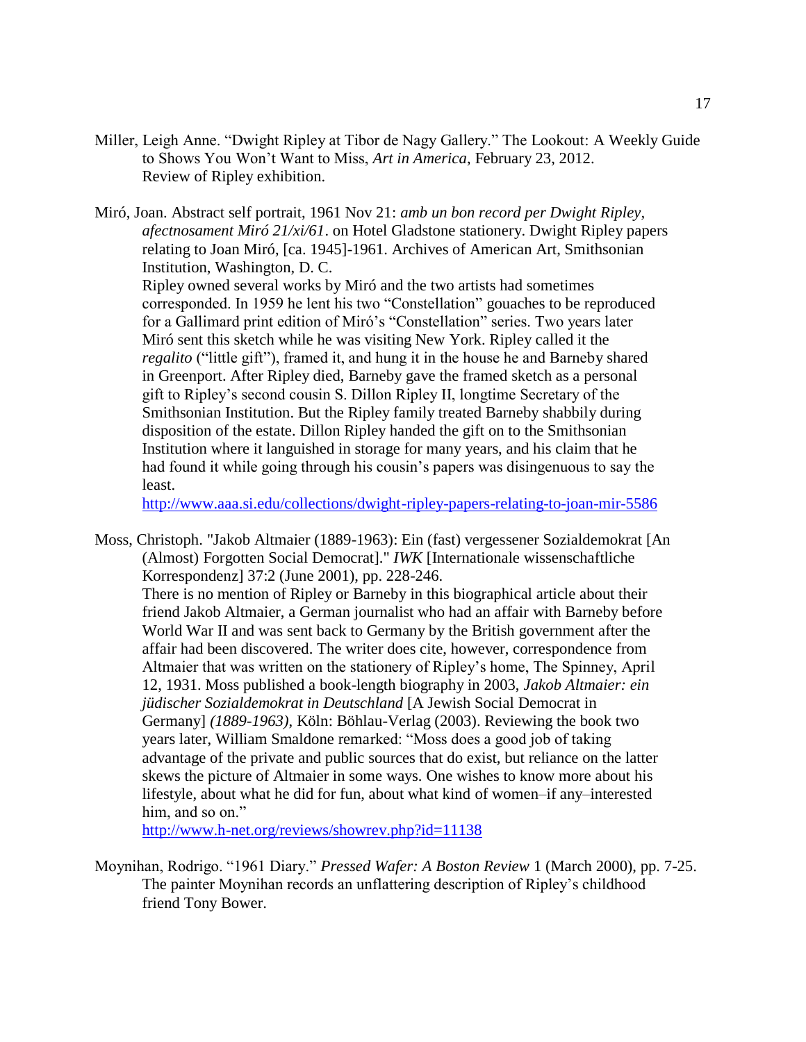Miller, Leigh Anne. "Dwight Ripley at Tibor de Nagy Gallery." The Lookout: A Weekly Guide to Shows You Won't Want to Miss, *Art in America*, February 23, 2012.
Review of Ripley exhibition.

Miró, Joan. Abstract self portrait, 1961 Nov 21: *amb un bon record per Dwight Ripley, afectnosament Miró 21/xi/61*. on Hotel Gladstone stationery. Dwight Ripley papers relating to Joan Miró, [ca. 1945]-1961. Archives of American Art, Smithsonian Institution, Washington, D. C.
Ripley owned several works by Miró and the two artists had sometimes corresponded. In 1959 he lent his two "Constellation" gouaches to be reproduced for a Gallimard print edition of Miró's "Constellation" series. Two years later Miró sent this sketch while he was visiting New York. Ripley called it the *regalito* ("little gift"), framed it, and hung it in the house he and Barneby shared in Greenport. After Ripley died, Barneby gave the framed sketch as a personal gift to Ripley's second cousin S. Dillon Ripley II, longtime Secretary of the Smithsonian Institution. But the Ripley family treated Barneby shabbily during disposition of the estate. Dillon Ripley handed the gift on to the Smithsonian Institution where it languished in storage for many years, and his claim that he had found it while going through his cousin's papers was disingenuous to say the least.
http://www.aaa.si.edu/collections/dwight-ripley-papers-relating-to-joan-mir-5586

Moss, Christoph. "Jakob Altmaier (1889-1963): Ein (fast) vergessener Sozialdemokrat [An (Almost) Forgotten Social Democrat]." *IWK* [Internationale wissenschaftliche Korrespondenz] 37:2 (June 2001), pp. 228-246.
There is no mention of Ripley or Barneby in this biographical article about their friend Jakob Altmaier, a German journalist who had an affair with Barneby before World War II and was sent back to Germany by the British government after the affair had been discovered. The writer does cite, however, correspondence from Altmaier that was written on the stationery of Ripley's home, The Spinney, April 12, 1931. Moss published a book-length biography in 2003, *Jakob Altmaier: ein jüdischer Sozialdemokrat in Deutschland* [A Jewish Social Democrat in Germany] *(1889-1963)*, Köln: Böhlau-Verlag (2003). Reviewing the book two years later, William Smaldone remarked: "Moss does a good job of taking advantage of the private and public sources that do exist, but reliance on the latter skews the picture of Altmaier in some ways. One wishes to know more about his lifestyle, about what he did for fun, about what kind of women–if any–interested him, and so on."
http://www.h-net.org/reviews/showrev.php?id=11138

Moynihan, Rodrigo. "1961 Diary." *Pressed Wafer: A Boston Review* 1 (March 2000), pp. 7-25.
The painter Moynihan records an unflattering description of Ripley's childhood friend Tony Bower.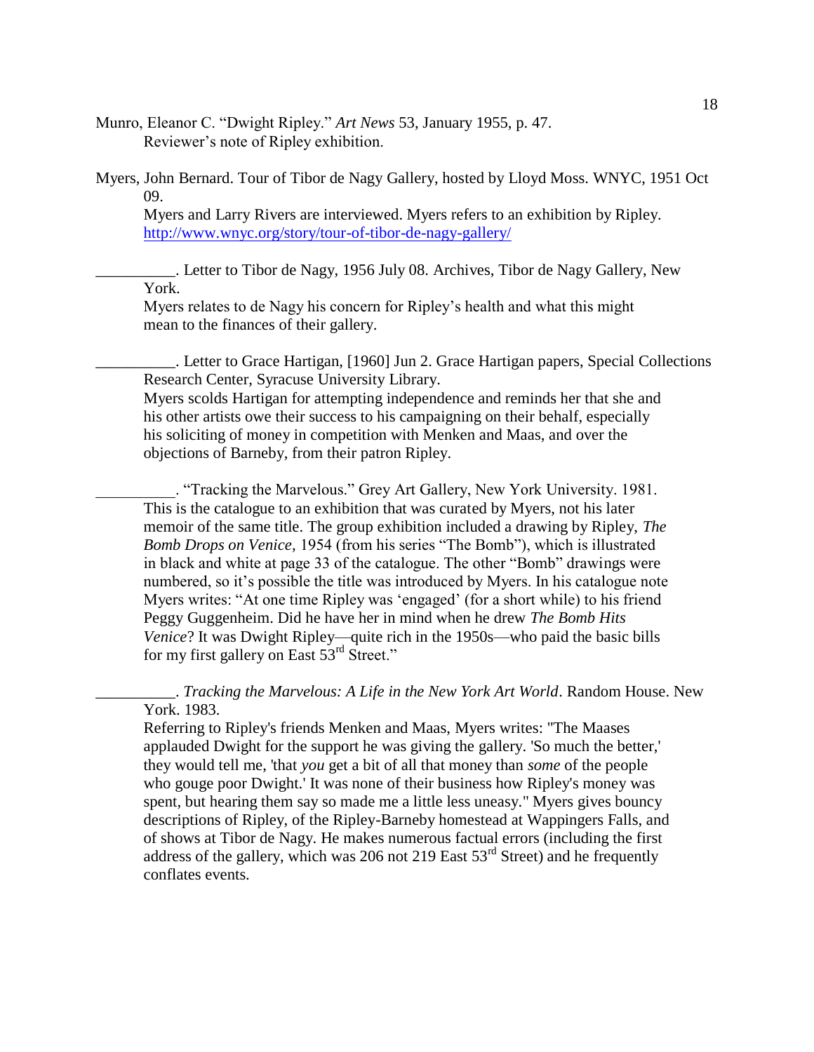Munro, Eleanor C. “Dwight Ripley.” *Art News* 53, January 1955, p. 47.
Reviewer’s note of Ripley exhibition.

Myers, John Bernard. Tour of Tibor de Nagy Gallery, hosted by Lloyd Moss. WNYC, 1951 Oct 09.
Myers and Larry Rivers are interviewed. Myers refers to an exhibition by Ripley.
http://www.wnyc.org/story/tour-of-tibor-de-nagy-gallery/

__________. Letter to Tibor de Nagy, 1956 July 08. Archives, Tibor de Nagy Gallery, New York.
Myers relates to de Nagy his concern for Ripley’s health and what this might mean to the finances of their gallery.

__________. Letter to Grace Hartigan, [1960] Jun 2. Grace Hartigan papers, Special Collections Research Center, Syracuse University Library.
Myers scolds Hartigan for attempting independence and reminds her that she and his other artists owe their success to his campaigning on their behalf, especially his soliciting of money in competition with Menken and Maas, and over the objections of Barneby, from their patron Ripley.

__________. “Tracking the Marvelous.” Grey Art Gallery, New York University. 1981.
This is the catalogue to an exhibition that was curated by Myers, not his later memoir of the same title. The group exhibition included a drawing by Ripley, *The Bomb Drops on Venice,* 1954 (from his series “The Bomb”), which is illustrated in black and white at page 33 of the catalogue. The other “Bomb” drawings were numbered, so it’s possible the title was introduced by Myers. In his catalogue note Myers writes: “At one time Ripley was ‘engaged’ (for a short while) to his friend Peggy Guggenheim. Did he have her in mind when he drew *The Bomb Hits Venice*? It was Dwight Ripley—quite rich in the 1950s—who paid the basic bills for my first gallery on East 53rd Street.”

__________. *Tracking the Marvelous: A Life in the New York Art World*. Random House. New York. 1983.
Referring to Ripley's friends Menken and Maas, Myers writes: "The Maases applauded Dwight for the support he was giving the gallery. 'So much the better,' they would tell me, 'that *you* get a bit of all that money than *some* of the people who gouge poor Dwight.' It was none of their business how Ripley's money was spent, but hearing them say so made me a little less uneasy." Myers gives bouncy descriptions of Ripley, of the Ripley-Barneby homestead at Wappingers Falls, and of shows at Tibor de Nagy. He makes numerous factual errors (including the first address of the gallery, which was 206 not 219 East 53rd Street) and he frequently conflates events.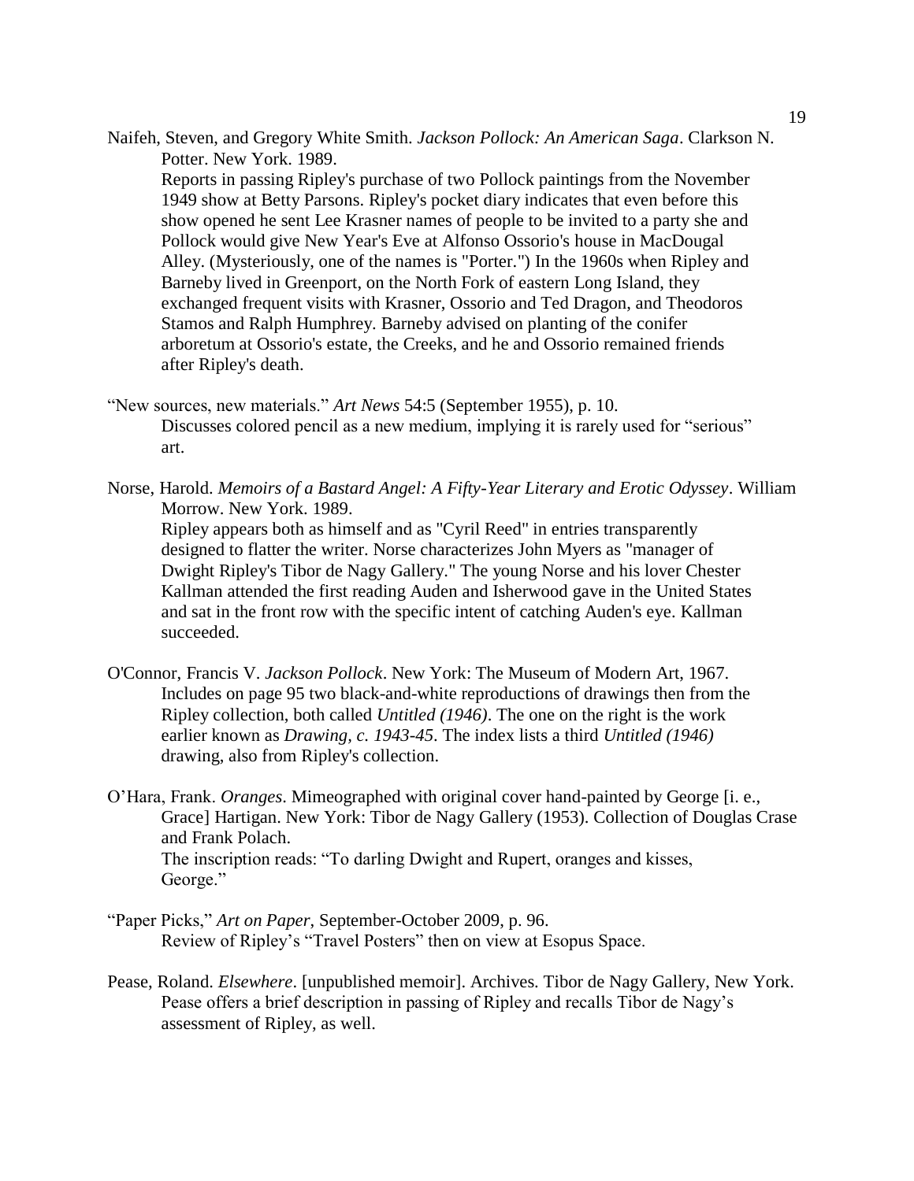Naifeh, Steven, and Gregory White Smith. *Jackson Pollock: An American Saga*. Clarkson N. Potter. New York. 1989.

Reports in passing Ripley's purchase of two Pollock paintings from the November 1949 show at Betty Parsons. Ripley's pocket diary indicates that even before this show opened he sent Lee Krasner names of people to be invited to a party she and Pollock would give New Year's Eve at Alfonso Ossorio's house in MacDougal Alley. (Mysteriously, one of the names is "Porter.") In the 1960s when Ripley and Barneby lived in Greenport, on the North Fork of eastern Long Island, they exchanged frequent visits with Krasner, Ossorio and Ted Dragon, and Theodoros Stamos and Ralph Humphrey. Barneby advised on planting of the conifer arboretum at Ossorio's estate, the Creeks, and he and Ossorio remained friends after Ripley's death.

"New sources, new materials." *Art News* 54:5 (September 1955), p. 10.

Discusses colored pencil as a new medium, implying it is rarely used for "serious" art.

Norse, Harold. *Memoirs of a Bastard Angel: A Fifty-Year Literary and Erotic Odyssey*. William Morrow. New York. 1989.

Ripley appears both as himself and as "Cyril Reed" in entries transparently designed to flatter the writer. Norse characterizes John Myers as "manager of Dwight Ripley's Tibor de Nagy Gallery." The young Norse and his lover Chester Kallman attended the first reading Auden and Isherwood gave in the United States and sat in the front row with the specific intent of catching Auden's eye. Kallman succeeded.

O'Connor, Francis V. *Jackson Pollock*. New York: The Museum of Modern Art, 1967.

Includes on page 95 two black-and-white reproductions of drawings then from the Ripley collection, both called *Untitled (1946)*. The one on the right is the work earlier known as *Drawing, c. 1943-45*. The index lists a third *Untitled (1946)* drawing, also from Ripley's collection.

O'Hara, Frank. *Oranges*. Mimeographed with original cover hand-painted by George [i. e., Grace] Hartigan. New York: Tibor de Nagy Gallery (1953). Collection of Douglas Crase and Frank Polach.

The inscription reads: "To darling Dwight and Rupert, oranges and kisses, George."

"Paper Picks," *Art on Paper*, September-October 2009, p. 96.

Review of Ripley's "Travel Posters" then on view at Esopus Space.

Pease, Roland. *Elsewhere*. [unpublished memoir]. Archives. Tibor de Nagy Gallery, New York.

Pease offers a brief description in passing of Ripley and recalls Tibor de Nagy's assessment of Ripley, as well.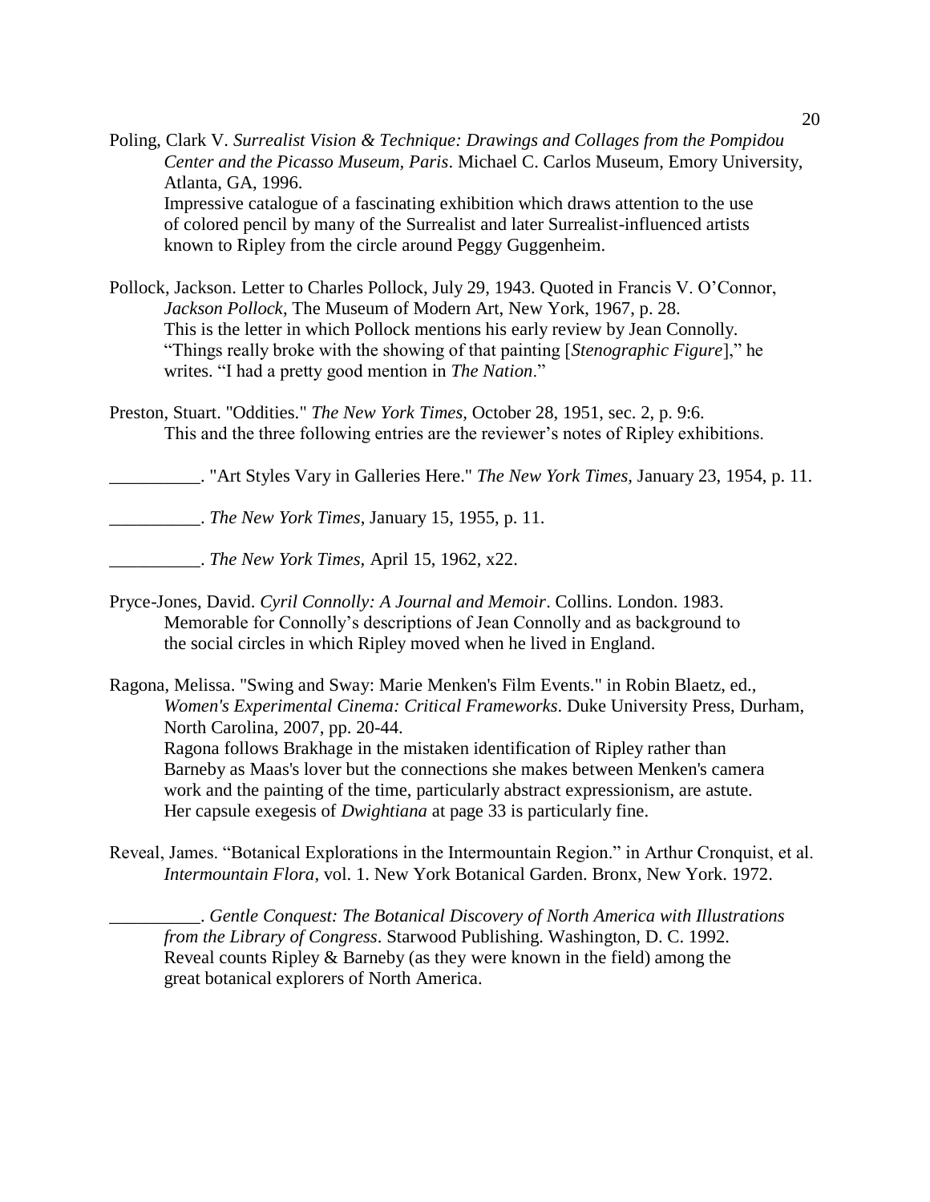Poling, Clark V. *Surrealist Vision & Technique: Drawings and Collages from the Pompidou Center and the Picasso Museum, Paris*. Michael C. Carlos Museum, Emory University, Atlanta, GA, 1996.
Impressive catalogue of a fascinating exhibition which draws attention to the use of colored pencil by many of the Surrealist and later Surrealist-influenced artists known to Ripley from the circle around Peggy Guggenheim.

Pollock, Jackson. Letter to Charles Pollock, July 29, 1943. Quoted in Francis V. O'Connor, *Jackson Pollock*, The Museum of Modern Art, New York, 1967, p. 28.
This is the letter in which Pollock mentions his early review by Jean Connolly. "Things really broke with the showing of that painting [*Stenographic Figure*]," he writes. "I had a pretty good mention in *The Nation*."

Preston, Stuart. "Oddities." *The New York Times,* October 28, 1951, sec. 2, p. 9:6.
This and the three following entries are the reviewer's notes of Ripley exhibitions.

__________. "Art Styles Vary in Galleries Here." *The New York Times*, January 23, 1954, p. 11.

__________. *The New York Times*, January 15, 1955, p. 11.

__________. *The New York Times,* April 15, 1962, x22.

Pryce-Jones, David. *Cyril Connolly: A Journal and Memoir*. Collins. London. 1983.
Memorable for Connolly's descriptions of Jean Connolly and as background to the social circles in which Ripley moved when he lived in England.

Ragona, Melissa. "Swing and Sway: Marie Menken's Film Events." in Robin Blaetz, ed., *Women's Experimental Cinema: Critical Frameworks*. Duke University Press, Durham, North Carolina, 2007, pp. 20-44.
Ragona follows Brakhage in the mistaken identification of Ripley rather than Barneby as Maas's lover but the connections she makes between Menken's camera work and the painting of the time, particularly abstract expressionism, are astute. Her capsule exegesis of *Dwightiana* at page 33 is particularly fine.

Reveal, James. "Botanical Explorations in the Intermountain Region." in Arthur Cronquist, et al. *Intermountain Flora*, vol. 1. New York Botanical Garden. Bronx, New York. 1972.

__________. *Gentle Conquest: The Botanical Discovery of North America with Illustrations from the Library of Congress*. Starwood Publishing. Washington, D. C. 1992.
Reveal counts Ripley & Barneby (as they were known in the field) among the great botanical explorers of North America.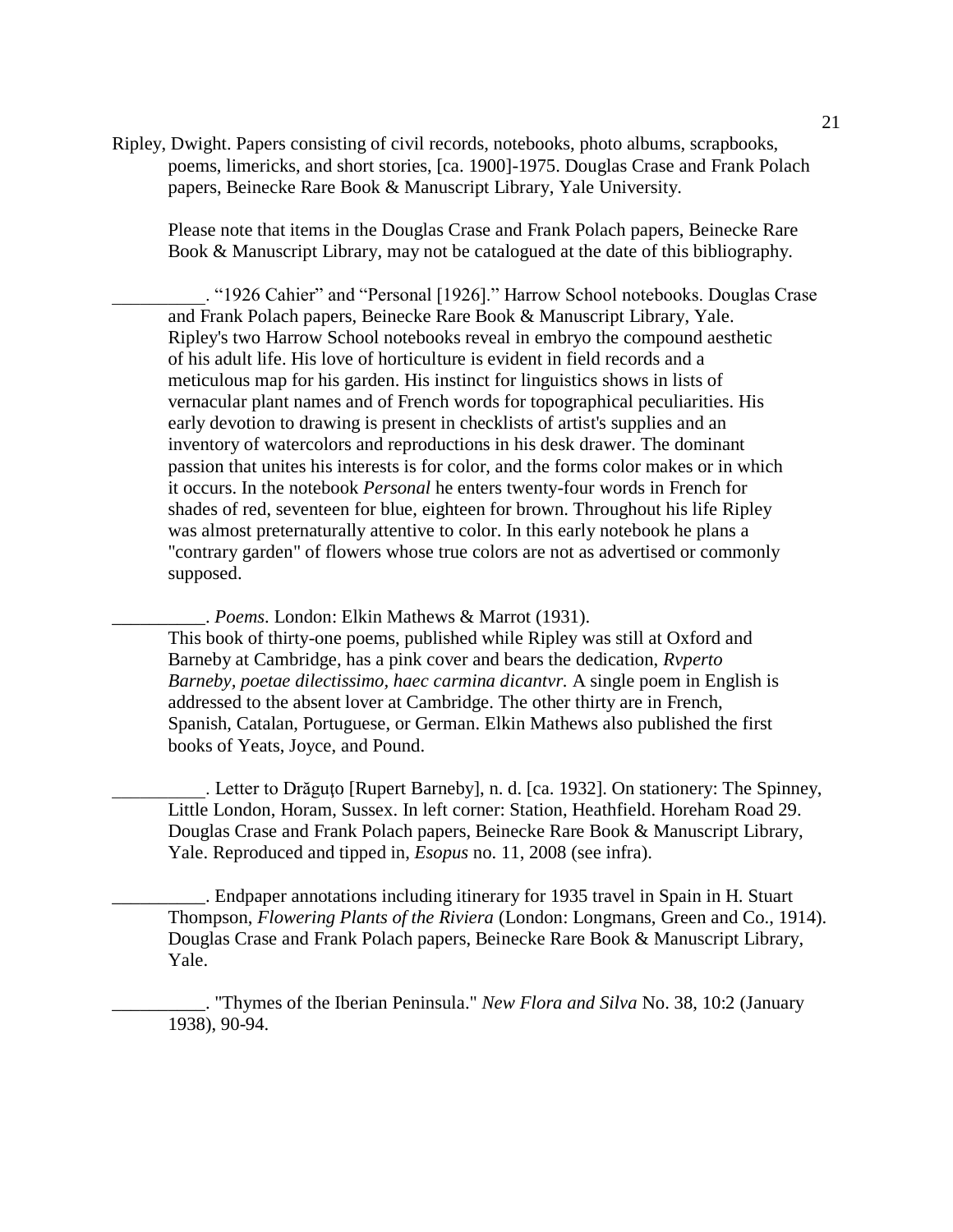Ripley, Dwight. Papers consisting of civil records, notebooks, photo albums, scrapbooks, poems, limericks, and short stories, [ca. 1900]-1975. Douglas Crase and Frank Polach papers, Beinecke Rare Book & Manuscript Library, Yale University.

Please note that items in the Douglas Crase and Frank Polach papers, Beinecke Rare Book & Manuscript Library, may not be catalogued at the date of this bibliography.

__________. "1926 Cahier" and "Personal [1926]." Harrow School notebooks. Douglas Crase and Frank Polach papers, Beinecke Rare Book & Manuscript Library, Yale. Ripley's two Harrow School notebooks reveal in embryo the compound aesthetic of his adult life. His love of horticulture is evident in field records and a meticulous map for his garden. His instinct for linguistics shows in lists of vernacular plant names and of French words for topographical peculiarities. His early devotion to drawing is present in checklists of artist's supplies and an inventory of watercolors and reproductions in his desk drawer. The dominant passion that unites his interests is for color, and the forms color makes or in which it occurs. In the notebook *Personal* he enters twenty-four words in French for shades of red, seventeen for blue, eighteen for brown. Throughout his life Ripley was almost preternaturally attentive to color. In this early notebook he plans a "contrary garden" of flowers whose true colors are not as advertised or commonly supposed.

__________. *Poems*. London: Elkin Mathews & Marrot (1931).
This book of thirty-one poems, published while Ripley was still at Oxford and Barneby at Cambridge, has a pink cover and bears the dedication, *Rvperto Barneby, poetae dilectissimo, haec carmina dicantvr.* A single poem in English is addressed to the absent lover at Cambridge. The other thirty are in French, Spanish, Catalan, Portuguese, or German. Elkin Mathews also published the first books of Yeats, Joyce, and Pound.

__________. Letter to Drăguţo [Rupert Barneby], n. d. [ca. 1932]. On stationery: The Spinney, Little London, Horam, Sussex. In left corner: Station, Heathfield. Horeham Road 29. Douglas Crase and Frank Polach papers, Beinecke Rare Book & Manuscript Library, Yale. Reproduced and tipped in, *Esopus* no. 11, 2008 (see infra).

__________. Endpaper annotations including itinerary for 1935 travel in Spain in H. Stuart Thompson, *Flowering Plants of the Riviera* (London: Longmans, Green and Co., 1914). Douglas Crase and Frank Polach papers, Beinecke Rare Book & Manuscript Library, Yale.

__________. "Thymes of the Iberian Peninsula." *New Flora and Silva* No. 38, 10:2 (January 1938), 90-94.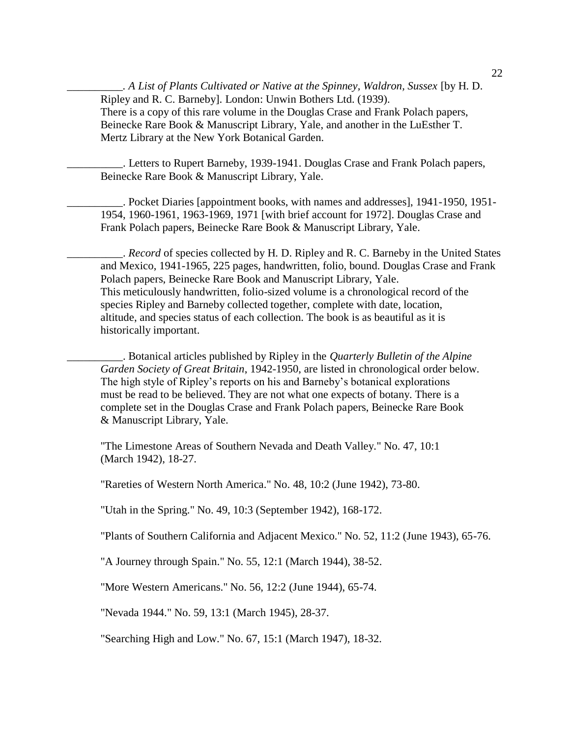__________. *A List of Plants Cultivated or Native at the Spinney, Waldron, Sussex* [by H. D. Ripley and R. C. Barneby]. London: Unwin Bothers Ltd. (1939).
There is a copy of this rare volume in the Douglas Crase and Frank Polach papers, Beinecke Rare Book & Manuscript Library, Yale, and another in the LuEsther T. Mertz Library at the New York Botanical Garden.

__________. Letters to Rupert Barneby, 1939-1941. Douglas Crase and Frank Polach papers, Beinecke Rare Book & Manuscript Library, Yale.

__________. Pocket Diaries [appointment books, with names and addresses], 1941-1950, 1951-1954, 1960-1961, 1963-1969, 1971 [with brief account for 1972]. Douglas Crase and Frank Polach papers, Beinecke Rare Book & Manuscript Library, Yale.

__________. *Record* of species collected by H. D. Ripley and R. C. Barneby in the United States and Mexico, 1941-1965, 225 pages, handwritten, folio, bound. Douglas Crase and Frank Polach papers, Beinecke Rare Book and Manuscript Library, Yale.
This meticulously handwritten, folio-sized volume is a chronological record of the species Ripley and Barneby collected together, complete with date, location, altitude, and species status of each collection. The book is as beautiful as it is historically important.

__________. Botanical articles published by Ripley in the *Quarterly Bulletin of the Alpine Garden Society of Great Britain*, 1942-1950, are listed in chronological order below. The high style of Ripley's reports on his and Barneby's botanical explorations must be read to be believed. They are not what one expects of botany. There is a complete set in the Douglas Crase and Frank Polach papers, Beinecke Rare Book & Manuscript Library, Yale.

"The Limestone Areas of Southern Nevada and Death Valley." No. 47, 10:1 (March 1942), 18-27.

"Rareties of Western North America." No. 48, 10:2 (June 1942), 73-80.

"Utah in the Spring." No. 49, 10:3 (September 1942), 168-172.

"Plants of Southern California and Adjacent Mexico." No. 52, 11:2 (June 1943), 65-76.

"A Journey through Spain." No. 55, 12:1 (March 1944), 38-52.

"More Western Americans." No. 56, 12:2 (June 1944), 65-74.

"Nevada 1944." No. 59, 13:1 (March 1945), 28-37.

"Searching High and Low." No. 67, 15:1 (March 1947), 18-32.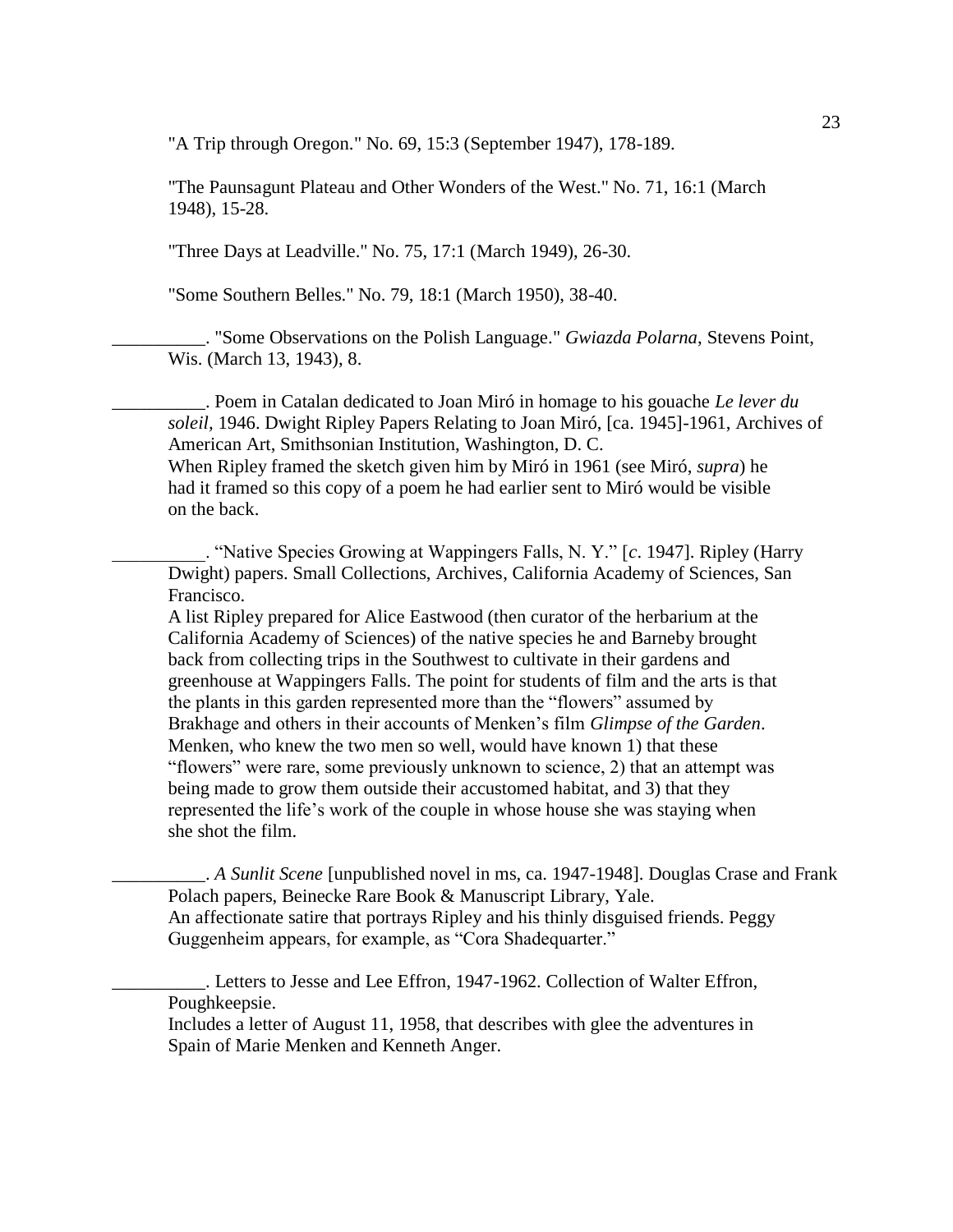"A Trip through Oregon." No. 69, 15:3 (September 1947), 178-189.

"The Paunsagunt Plateau and Other Wonders of the West." No. 71, 16:1 (March 1948), 15-28.

"Three Days at Leadville." No. 75, 17:1 (March 1949), 26-30.

"Some Southern Belles." No. 79, 18:1 (March 1950), 38-40.

__________. "Some Observations on the Polish Language." *Gwiazda Polarna*, Stevens Point, Wis. (March 13, 1943), 8.

__________. Poem in Catalan dedicated to Joan Miró in homage to his gouache *Le lever du soleil*, 1946. Dwight Ripley Papers Relating to Joan Miró, [ca. 1945]-1961, Archives of American Art, Smithsonian Institution, Washington, D. C.
When Ripley framed the sketch given him by Miró in 1961 (see Miró, *supra*) he had it framed so this copy of a poem he had earlier sent to Miró would be visible on the back.

__________. "Native Species Growing at Wappingers Falls, N. Y." [*c*. 1947]. Ripley (Harry Dwight) papers. Small Collections, Archives, California Academy of Sciences, San Francisco.
A list Ripley prepared for Alice Eastwood (then curator of the herbarium at the California Academy of Sciences) of the native species he and Barneby brought back from collecting trips in the Southwest to cultivate in their gardens and greenhouse at Wappingers Falls. The point for students of film and the arts is that the plants in this garden represented more than the "flowers" assumed by Brakhage and others in their accounts of Menken's film *Glimpse of the Garden*. Menken, who knew the two men so well, would have known 1) that these "flowers" were rare, some previously unknown to science, 2) that an attempt was being made to grow them outside their accustomed habitat, and 3) that they represented the life's work of the couple in whose house she was staying when she shot the film.

__________. *A Sunlit Scene* [unpublished novel in ms, ca. 1947-1948]. Douglas Crase and Frank Polach papers, Beinecke Rare Book & Manuscript Library, Yale.
An affectionate satire that portrays Ripley and his thinly disguised friends. Peggy Guggenheim appears, for example, as "Cora Shadequarter."

__________. Letters to Jesse and Lee Effron, 1947-1962. Collection of Walter Effron, Poughkeepsie.
Includes a letter of August 11, 1958, that describes with glee the adventures in Spain of Marie Menken and Kenneth Anger.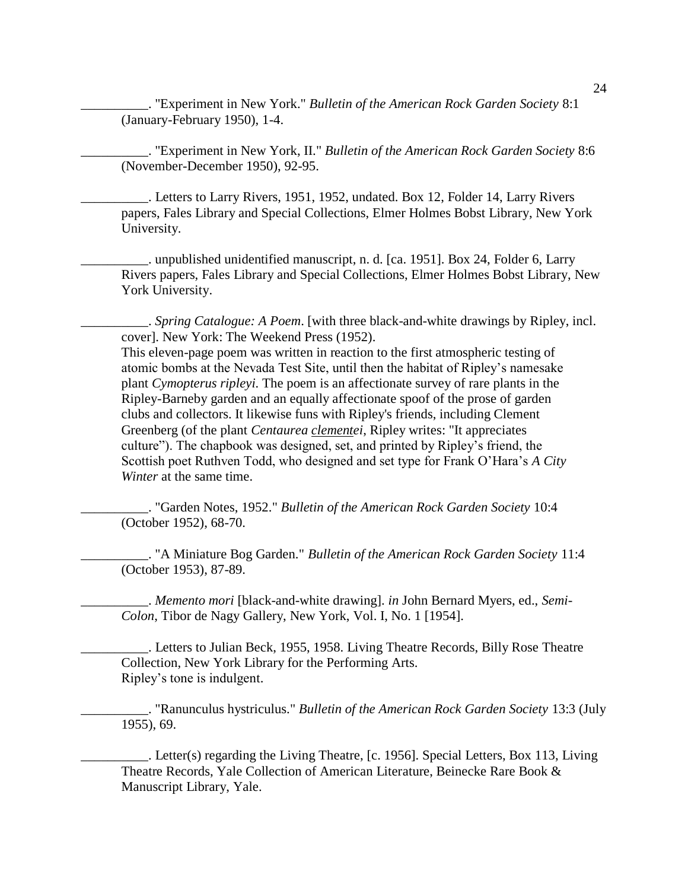__________. "Experiment in New York." *Bulletin of the American Rock Garden Society* 8:1 (January-February 1950), 1-4.

__________. "Experiment in New York, II." *Bulletin of the American Rock Garden Society* 8:6 (November-December 1950), 92-95.

__________. Letters to Larry Rivers, 1951, 1952, undated. Box 12, Folder 14, Larry Rivers papers, Fales Library and Special Collections, Elmer Holmes Bobst Library, New York University.

__________. unpublished unidentified manuscript, n. d. [ca. 1951]. Box 24, Folder 6, Larry Rivers papers, Fales Library and Special Collections, Elmer Holmes Bobst Library, New York University.

__________. *Spring Catalogue: A Poem*. [with three black-and-white drawings by Ripley, incl. cover]. New York: The Weekend Press (1952).
This eleven-page poem was written in reaction to the first atmospheric testing of atomic bombs at the Nevada Test Site, until then the habitat of Ripley's namesake plant *Cymopterus ripleyi*. The poem is an affectionate survey of rare plants in the Ripley-Barneby garden and an equally affectionate spoof of the prose of garden clubs and collectors. It likewise funs with Ripley's friends, including Clement Greenberg (of the plant *Centaurea <u>clementei</u>*, Ripley writes: "It appreciates culture"). The chapbook was designed, set, and printed by Ripley's friend, the Scottish poet Ruthven Todd, who designed and set type for Frank O'Hara's *A City Winter* at the same time.

__________. "Garden Notes, 1952." *Bulletin of the American Rock Garden Society* 10:4 (October 1952), 68-70.

__________. "A Miniature Bog Garden." *Bulletin of the American Rock Garden Society* 11:4 (October 1953), 87-89.

__________. *Memento mori* [black-and-white drawing]. *in* John Bernard Myers, ed., *Semi-Colon*, Tibor de Nagy Gallery, New York, Vol. I, No. 1 [1954].

__________. Letters to Julian Beck, 1955, 1958. Living Theatre Records, Billy Rose Theatre Collection, New York Library for the Performing Arts.
Ripley's tone is indulgent.

__________. "Ranunculus hystriculus." *Bulletin of the American Rock Garden Society* 13:3 (July 1955), 69.

__________. Letter(s) regarding the Living Theatre, [c. 1956]. Special Letters, Box 113, Living Theatre Records, Yale Collection of American Literature, Beinecke Rare Book & Manuscript Library, Yale.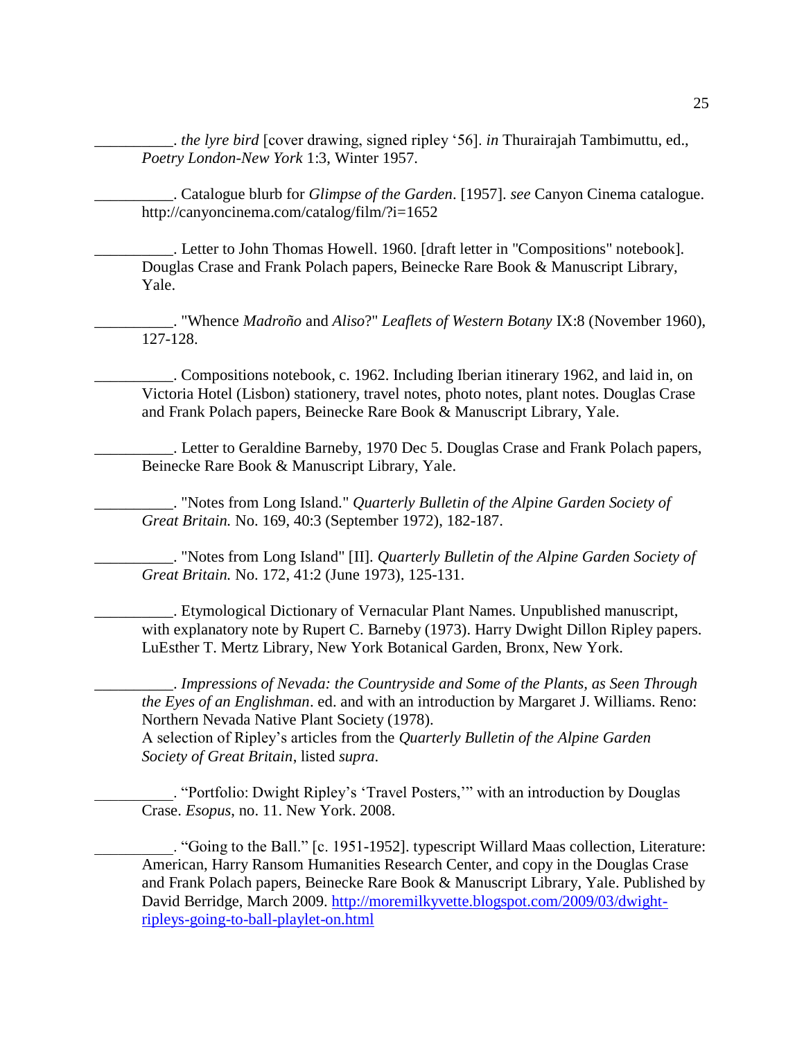__________. *the lyre bird* [cover drawing, signed ripley '56]. *in* Thurairajah Tambimuttu, ed., *Poetry London-New York* 1:3, Winter 1957.

__________. Catalogue blurb for *Glimpse of the Garden*. [1957]. *see* Canyon Cinema catalogue. http://canyoncinema.com/catalog/film/?i=1652

__________. Letter to John Thomas Howell. 1960. [draft letter in "Compositions" notebook]. Douglas Crase and Frank Polach papers, Beinecke Rare Book & Manuscript Library, Yale.

__________. "Whence *Madroño* and *Aliso*?" *Leaflets of Western Botany* IX:8 (November 1960), 127-128.

__________. Compositions notebook, c. 1962. Including Iberian itinerary 1962, and laid in, on Victoria Hotel (Lisbon) stationery, travel notes, photo notes, plant notes. Douglas Crase and Frank Polach papers, Beinecke Rare Book & Manuscript Library, Yale.

__________. Letter to Geraldine Barneby, 1970 Dec 5. Douglas Crase and Frank Polach papers, Beinecke Rare Book & Manuscript Library, Yale.

__________. "Notes from Long Island." *Quarterly Bulletin of the Alpine Garden Society of Great Britain.* No. 169, 40:3 (September 1972), 182-187.

__________. "Notes from Long Island" [II]. *Quarterly Bulletin of the Alpine Garden Society of Great Britain.* No. 172, 41:2 (June 1973), 125-131.

__________. Etymological Dictionary of Vernacular Plant Names. Unpublished manuscript, with explanatory note by Rupert C. Barneby (1973). Harry Dwight Dillon Ripley papers. LuEsther T. Mertz Library, New York Botanical Garden, Bronx, New York.

__________. *Impressions of Nevada: the Countryside and Some of the Plants, as Seen Through the Eyes of an Englishman*. ed. and with an introduction by Margaret J. Williams. Reno: Northern Nevada Native Plant Society (1978).
A selection of Ripley's articles from the *Quarterly Bulletin of the Alpine Garden Society of Great Britain*, listed *supra*.

__________. "Portfolio: Dwight Ripley's 'Travel Posters,'" with an introduction by Douglas Crase. *Esopus*, no. 11. New York. 2008.

__________. "Going to the Ball." [c. 1951-1952]. typescript Willard Maas collection, Literature: American, Harry Ransom Humanities Research Center, and copy in the Douglas Crase and Frank Polach papers, Beinecke Rare Book & Manuscript Library, Yale. Published by David Berridge, March 2009. http://moremilkyvette.blogspot.com/2009/03/dwight-ripleys-going-to-ball-playlet-on.html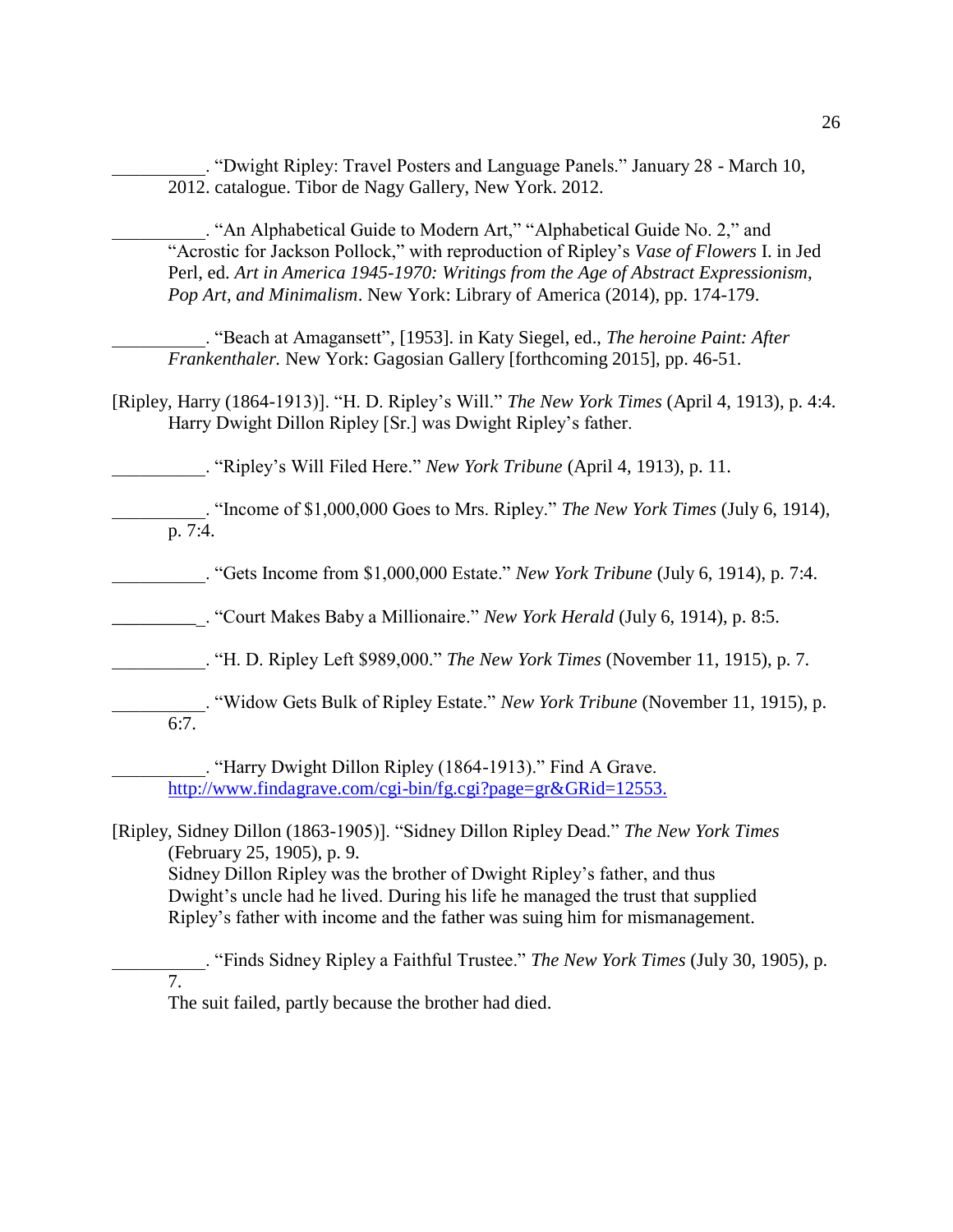__________. "Dwight Ripley: Travel Posters and Language Panels." January 28 - March 10, 2012. catalogue. Tibor de Nagy Gallery, New York. 2012.

__________. "An Alphabetical Guide to Modern Art," "Alphabetical Guide No. 2," and "Acrostic for Jackson Pollock," with reproduction of Ripley's *Vase of Flowers* I. in Jed Perl, ed. *Art in America 1945-1970: Writings from the Age of Abstract Expressionism, Pop Art, and Minimalism*. New York: Library of America (2014), pp. 174-179.

__________. "Beach at Amagansett", [1953]. in Katy Siegel, ed., *The heroine Paint: After Frankenthaler.* New York: Gagosian Gallery [forthcoming 2015], pp. 46-51.

[Ripley, Harry (1864-1913)]. "H. D. Ripley's Will." *The New York Times* (April 4, 1913), p. 4:4. Harry Dwight Dillon Ripley [Sr.] was Dwight Ripley's father.

__________. "Ripley's Will Filed Here." *New York Tribune* (April 4, 1913), p. 11.

__________. "Income of $1,000,000 Goes to Mrs. Ripley." *The New York Times* (July 6, 1914), p. 7:4.

__________. "Gets Income from $1,000,000 Estate." *New York Tribune* (July 6, 1914), p. 7:4.

__________. "Court Makes Baby a Millionaire." *New York Herald* (July 6, 1914), p. 8:5.

__________. "H. D. Ripley Left $989,000." *The New York Times* (November 11, 1915), p. 7.

__________. "Widow Gets Bulk of Ripley Estate." *New York Tribune* (November 11, 1915), p. 6:7.

__________. "Harry Dwight Dillon Ripley (1864-1913)." Find A Grave. http://www.findagrave.com/cgi-bin/fg.cgi?page=gr&GRid=12553.

[Ripley, Sidney Dillon (1863-1905)]. "Sidney Dillon Ripley Dead." *The New York Times* (February 25, 1905), p. 9.
Sidney Dillon Ripley was the brother of Dwight Ripley's father, and thus Dwight's uncle had he lived. During his life he managed the trust that supplied Ripley's father with income and the father was suing him for mismanagement.

__________. "Finds Sidney Ripley a Faithful Trustee." *The New York Times* (July 30, 1905), p. 7.
The suit failed, partly because the brother had died.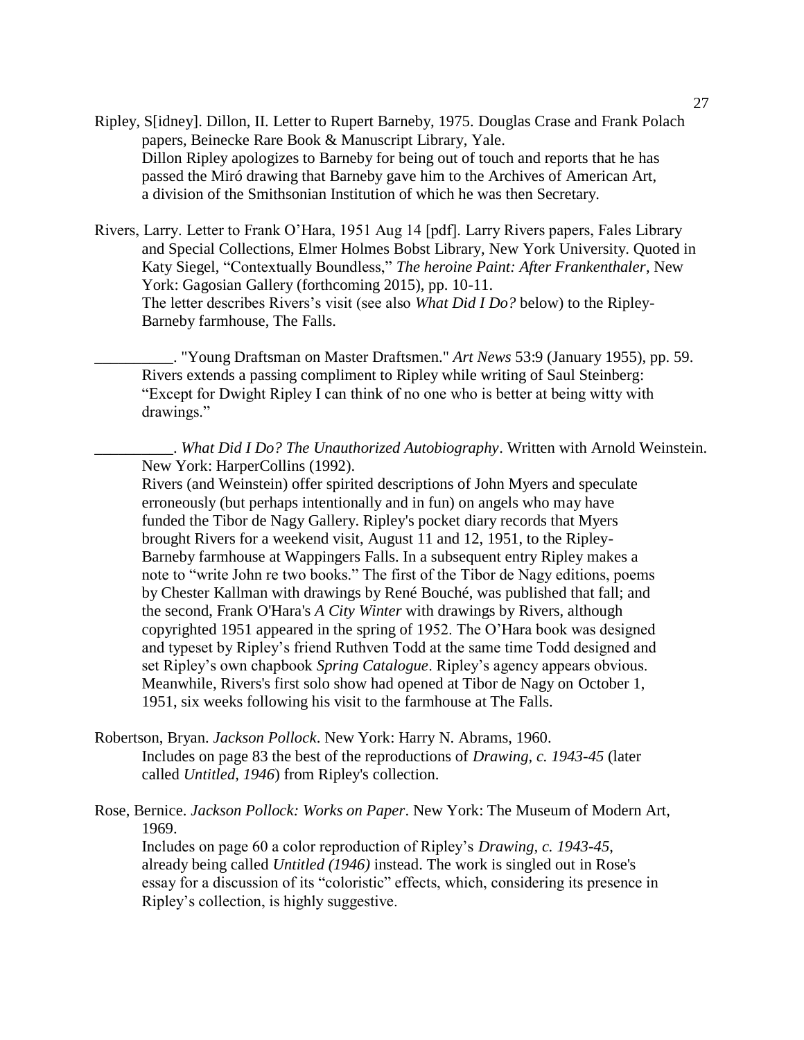Ripley, S[idney]. Dillon, II. Letter to Rupert Barneby, 1975. Douglas Crase and Frank Polach papers, Beinecke Rare Book & Manuscript Library, Yale.
Dillon Ripley apologizes to Barneby for being out of touch and reports that he has passed the Miró drawing that Barneby gave him to the Archives of American Art, a division of the Smithsonian Institution of which he was then Secretary.

Rivers, Larry. Letter to Frank O'Hara, 1951 Aug 14 [pdf]. Larry Rivers papers, Fales Library and Special Collections, Elmer Holmes Bobst Library, New York University. Quoted in Katy Siegel, "Contextually Boundless," *The heroine Paint: After Frankenthaler*, New York: Gagosian Gallery (forthcoming 2015), pp. 10-11.
The letter describes Rivers's visit (see also *What Did I Do?* below) to the Ripley-Barneby farmhouse, The Falls.

__________. "Young Draftsman on Master Draftsmen." *Art News* 53:9 (January 1955), pp. 59.
Rivers extends a passing compliment to Ripley while writing of Saul Steinberg: "Except for Dwight Ripley I can think of no one who is better at being witty with drawings."

__________. *What Did I Do? The Unauthorized Autobiography*. Written with Arnold Weinstein. New York: HarperCollins (1992).
Rivers (and Weinstein) offer spirited descriptions of John Myers and speculate erroneously (but perhaps intentionally and in fun) on angels who may have funded the Tibor de Nagy Gallery. Ripley's pocket diary records that Myers brought Rivers for a weekend visit, August 11 and 12, 1951, to the Ripley-Barneby farmhouse at Wappingers Falls. In a subsequent entry Ripley makes a note to "write John re two books." The first of the Tibor de Nagy editions, poems by Chester Kallman with drawings by René Bouché, was published that fall; and the second, Frank O'Hara's *A City Winter* with drawings by Rivers, although copyrighted 1951 appeared in the spring of 1952. The O'Hara book was designed and typeset by Ripley's friend Ruthven Todd at the same time Todd designed and set Ripley's own chapbook *Spring Catalogue*. Ripley's agency appears obvious. Meanwhile, Rivers's first solo show had opened at Tibor de Nagy on October 1, 1951, six weeks following his visit to the farmhouse at The Falls.

Robertson, Bryan. *Jackson Pollock*. New York: Harry N. Abrams, 1960.
Includes on page 83 the best of the reproductions of *Drawing, c. 1943-45* (later called *Untitled, 1946*) from Ripley's collection.

Rose, Bernice. *Jackson Pollock: Works on Paper*. New York: The Museum of Modern Art, 1969.
Includes on page 60 a color reproduction of Ripley's *Drawing, c. 1943-45*, already being called *Untitled (1946)* instead. The work is singled out in Rose's essay for a discussion of its "coloristic" effects, which, considering its presence in Ripley's collection, is highly suggestive.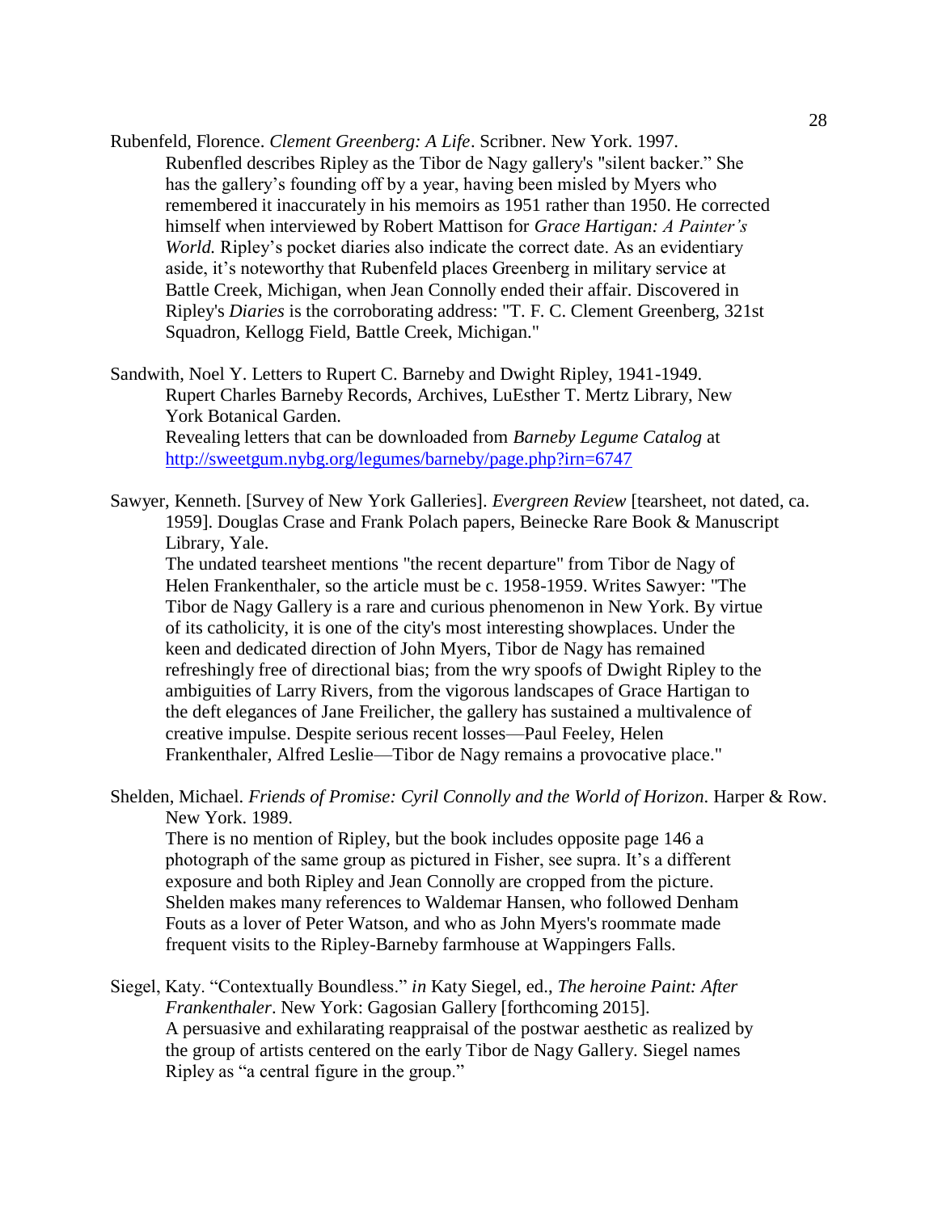Rubenfeld, Florence. *Clement Greenberg: A Life*. Scribner. New York. 1997.
Rubenfled describes Ripley as the Tibor de Nagy gallery's "silent backer." She has the gallery's founding off by a year, having been misled by Myers who remembered it inaccurately in his memoirs as 1951 rather than 1950. He corrected himself when interviewed by Robert Mattison for *Grace Hartigan: A Painter's World.* Ripley's pocket diaries also indicate the correct date. As an evidentiary aside, it's noteworthy that Rubenfeld places Greenberg in military service at Battle Creek, Michigan, when Jean Connolly ended their affair. Discovered in Ripley's *Diaries* is the corroborating address: "T. F. C. Clement Greenberg, 321st Squadron, Kellogg Field, Battle Creek, Michigan."

Sandwith, Noel Y. Letters to Rupert C. Barneby and Dwight Ripley, 1941-1949. Rupert Charles Barneby Records, Archives, LuEsther T. Mertz Library, New York Botanical Garden.
Revealing letters that can be downloaded from *Barneby Legume Catalog* at http://sweetgum.nybg.org/legumes/barneby/page.php?irn=6747

Sawyer, Kenneth. [Survey of New York Galleries]. *Evergreen Review* [tearsheet, not dated, ca. 1959]. Douglas Crase and Frank Polach papers, Beinecke Rare Book & Manuscript Library, Yale.
The undated tearsheet mentions "the recent departure" from Tibor de Nagy of Helen Frankenthaler, so the article must be c. 1958-1959. Writes Sawyer: "The Tibor de Nagy Gallery is a rare and curious phenomenon in New York. By virtue of its catholicity, it is one of the city's most interesting showplaces. Under the keen and dedicated direction of John Myers, Tibor de Nagy has remained refreshingly free of directional bias; from the wry spoofs of Dwight Ripley to the ambiguities of Larry Rivers, from the vigorous landscapes of Grace Hartigan to the deft elegances of Jane Freilicher, the gallery has sustained a multivalence of creative impulse. Despite serious recent losses—Paul Feeley, Helen Frankenthaler, Alfred Leslie—Tibor de Nagy remains a provocative place."

Shelden, Michael. *Friends of Promise: Cyril Connolly and the World of Horizon.* Harper & Row. New York. 1989.
There is no mention of Ripley, but the book includes opposite page 146 a photograph of the same group as pictured in Fisher, see supra. It's a different exposure and both Ripley and Jean Connolly are cropped from the picture. Shelden makes many references to Waldemar Hansen, who followed Denham Fouts as a lover of Peter Watson, and who as John Myers's roommate made frequent visits to the Ripley-Barneby farmhouse at Wappingers Falls.

Siegel, Katy. "Contextually Boundless." *in* Katy Siegel, ed., *The heroine Paint: After Frankenthaler*. New York: Gagosian Gallery [forthcoming 2015].
A persuasive and exhilarating reappraisal of the postwar aesthetic as realized by the group of artists centered on the early Tibor de Nagy Gallery. Siegel names Ripley as "a central figure in the group."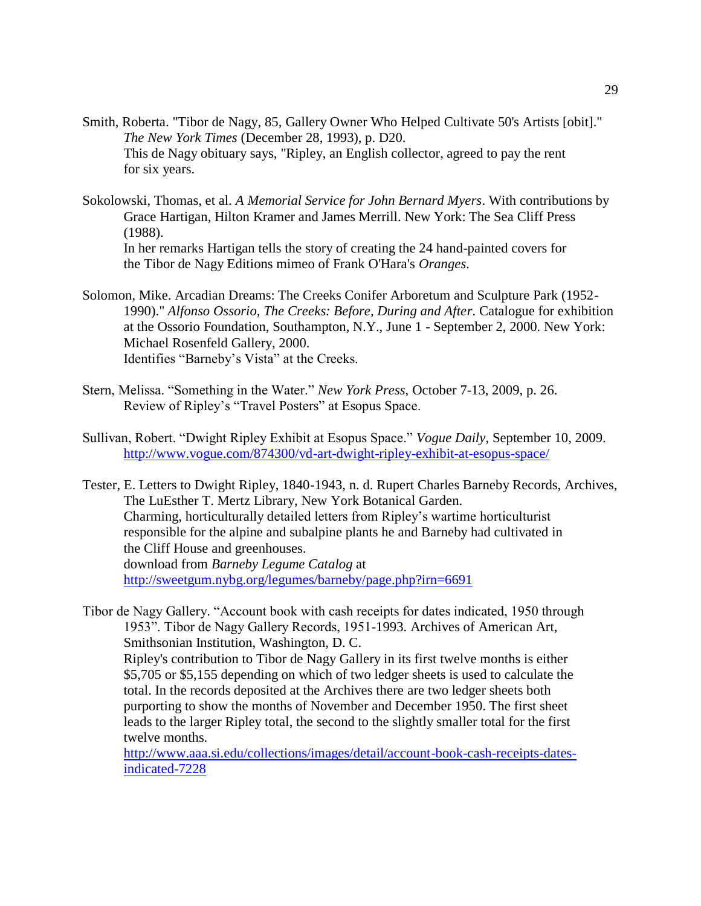Smith, Roberta. "Tibor de Nagy, 85, Gallery Owner Who Helped Cultivate 50's Artists [obit]." *The New York Times* (December 28, 1993), p. D20.
This de Nagy obituary says, "Ripley, an English collector, agreed to pay the rent for six years.

Sokolowski, Thomas, et al. *A Memorial Service for John Bernard Myers*. With contributions by Grace Hartigan, Hilton Kramer and James Merrill. New York: The Sea Cliff Press (1988).
In her remarks Hartigan tells the story of creating the 24 hand-painted covers for the Tibor de Nagy Editions mimeo of Frank O'Hara's *Oranges*.

Solomon, Mike. Arcadian Dreams: The Creeks Conifer Arboretum and Sculpture Park (1952-1990)." *Alfonso Ossorio, The Creeks: Before, During and After*. Catalogue for exhibition at the Ossorio Foundation, Southampton, N.Y., June 1 - September 2, 2000. New York: Michael Rosenfeld Gallery, 2000.
Identifies "Barneby's Vista" at the Creeks.

Stern, Melissa. "Something in the Water." *New York Press*, October 7-13, 2009, p. 26.
Review of Ripley's "Travel Posters" at Esopus Space.

Sullivan, Robert. "Dwight Ripley Exhibit at Esopus Space." *Vogue Daily*, September 10, 2009.
http://www.vogue.com/874300/vd-art-dwight-ripley-exhibit-at-esopus-space/

Tester, E. Letters to Dwight Ripley, 1840-1943, n. d. Rupert Charles Barneby Records, Archives, The LuEsther T. Mertz Library, New York Botanical Garden.
Charming, horticulturally detailed letters from Ripley's wartime horticulturist responsible for the alpine and subalpine plants he and Barneby had cultivated in the Cliff House and greenhouses.
download from *Barneby Legume Catalog* at
http://sweetgum.nybg.org/legumes/barneby/page.php?irn=6691

Tibor de Nagy Gallery. "Account book with cash receipts for dates indicated, 1950 through 1953". Tibor de Nagy Gallery Records, 1951-1993. Archives of American Art, Smithsonian Institution, Washington, D. C.
Ripley's contribution to Tibor de Nagy Gallery in its first twelve months is either \$5,705 or \$5,155 depending on which of two ledger sheets is used to calculate the total. In the records deposited at the Archives there are two ledger sheets both purporting to show the months of November and December 1950. The first sheet leads to the larger Ripley total, the second to the slightly smaller total for the first twelve months.
http://www.aaa.si.edu/collections/images/detail/account-book-cash-receipts-dates-indicated-7228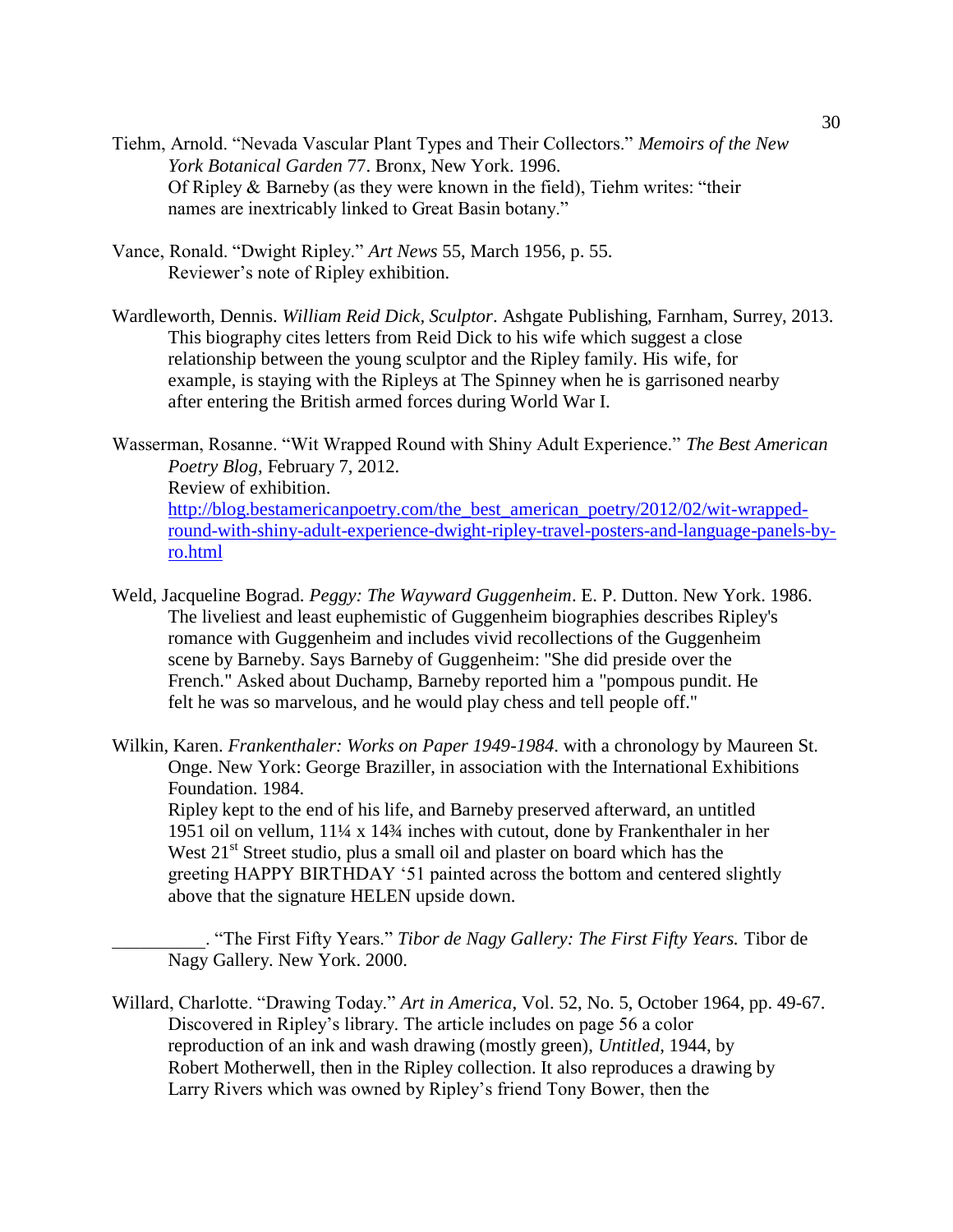Tiehm, Arnold. "Nevada Vascular Plant Types and Their Collectors." *Memoirs of the New York Botanical Garden* 77. Bronx, New York. 1996.
Of Ripley & Barneby (as they were known in the field), Tiehm writes: "their names are inextricably linked to Great Basin botany."

Vance, Ronald. "Dwight Ripley." *Art News* 55, March 1956, p. 55.
Reviewer's note of Ripley exhibition.

Wardleworth, Dennis. *William Reid Dick, Sculptor*. Ashgate Publishing, Farnham, Surrey, 2013.
This biography cites letters from Reid Dick to his wife which suggest a close relationship between the young sculptor and the Ripley family. His wife, for example, is staying with the Ripleys at The Spinney when he is garrisoned nearby after entering the British armed forces during World War I.

Wasserman, Rosanne. "Wit Wrapped Round with Shiny Adult Experience." *The Best American Poetry Blog*, February 7, 2012.
Review of exhibition.
[http://blog.bestamericanpoetry.com/the_best_american_poetry/2012/02/wit-wrapped-round-with-shiny-adult-experience-dwight-ripley-travel-posters-and-language-panels-by-ro.html](http://blog.bestamericanpoetry.com/the_best_american_poetry/2012/02/wit-wrapped-round-with-shiny-adult-experience-dwight-ripley-travel-posters-and-language-panels-by-ro.html)

Weld, Jacqueline Bograd. *Peggy: The Wayward Guggenheim*. E. P. Dutton. New York. 1986.
The liveliest and least euphemistic of Guggenheim biographies describes Ripley's romance with Guggenheim and includes vivid recollections of the Guggenheim scene by Barneby. Says Barneby of Guggenheim: "She did preside over the French." Asked about Duchamp, Barneby reported him a "pompous pundit. He felt he was so marvelous, and he would play chess and tell people off."

Wilkin, Karen. *Frankenthaler: Works on Paper 1949-1984.* with a chronology by Maureen St. Onge. New York: George Braziller, in association with the International Exhibitions Foundation. 1984.
Ripley kept to the end of his life, and Barneby preserved afterward, an untitled 1951 oil on vellum, 11¼ x 14¾ inches with cutout, done by Frankenthaler in her West 21st Street studio, plus a small oil and plaster on board which has the greeting HAPPY BIRTHDAY '51 painted across the bottom and centered slightly above that the signature HELEN upside down.

__________. "The First Fifty Years." *Tibor de Nagy Gallery: The First Fifty Years.* Tibor de Nagy Gallery. New York. 2000.

Willard, Charlotte. "Drawing Today." *Art in America*, Vol. 52, No. 5, October 1964, pp. 49-67.
Discovered in Ripley's library. The article includes on page 56 a color reproduction of an ink and wash drawing (mostly green), *Untitled*, 1944, by Robert Motherwell, then in the Ripley collection. It also reproduces a drawing by Larry Rivers which was owned by Ripley's friend Tony Bower, then the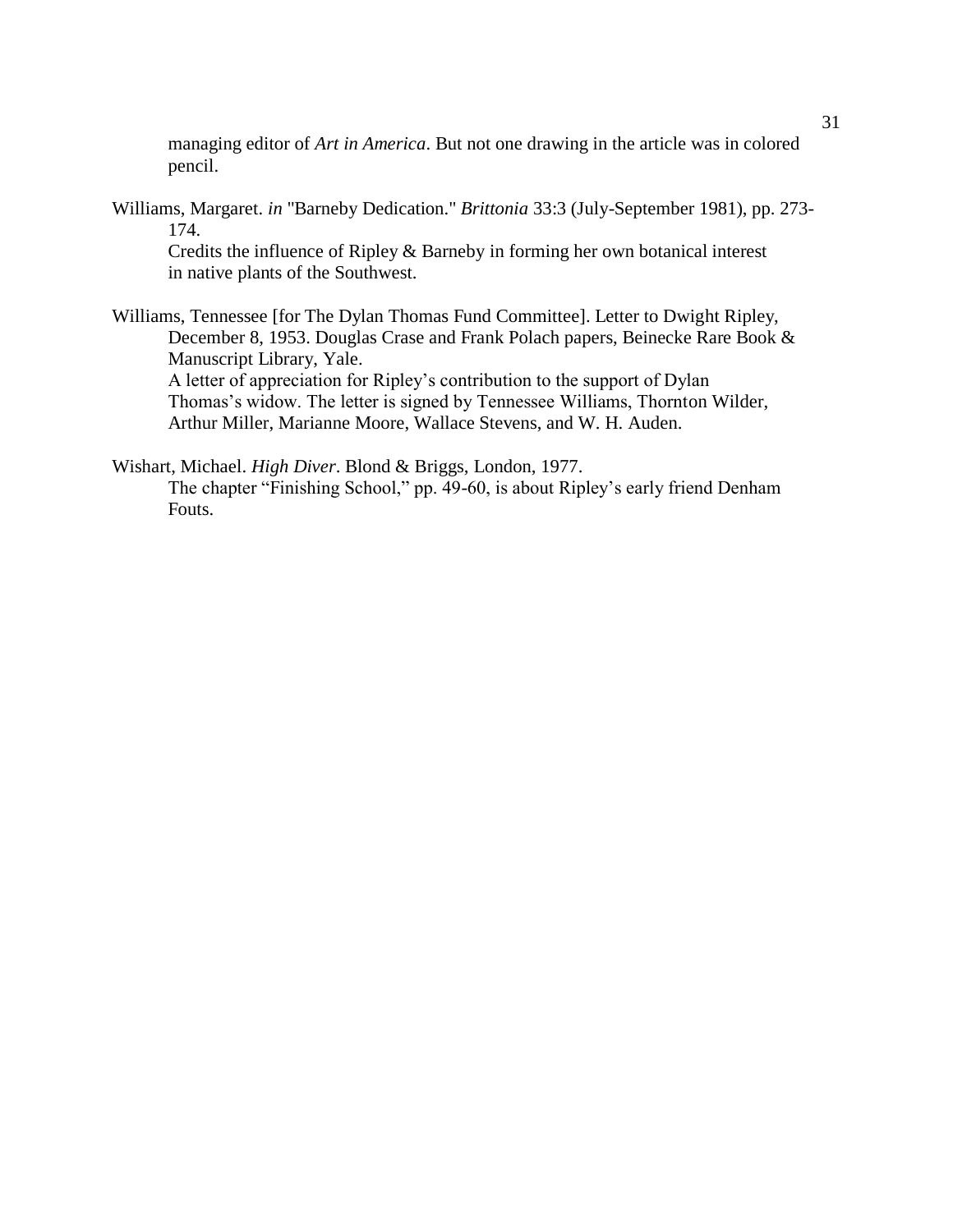managing editor of *Art in America*. But not one drawing in the article was in colored pencil.

Williams, Margaret. *in* "Barneby Dedication." *Brittonia* 33:3 (July-September 1981), pp. 273-174.
Credits the influence of Ripley & Barneby in forming her own botanical interest in native plants of the Southwest.

Williams, Tennessee [for The Dylan Thomas Fund Committee]. Letter to Dwight Ripley, December 8, 1953. Douglas Crase and Frank Polach papers, Beinecke Rare Book & Manuscript Library, Yale.
A letter of appreciation for Ripley's contribution to the support of Dylan Thomas's widow. The letter is signed by Tennessee Williams, Thornton Wilder, Arthur Miller, Marianne Moore, Wallace Stevens, and W. H. Auden.

Wishart, Michael. *High Diver*. Blond & Briggs, London, 1977.
The chapter "Finishing School," pp. 49-60, is about Ripley's early friend Denham Fouts.